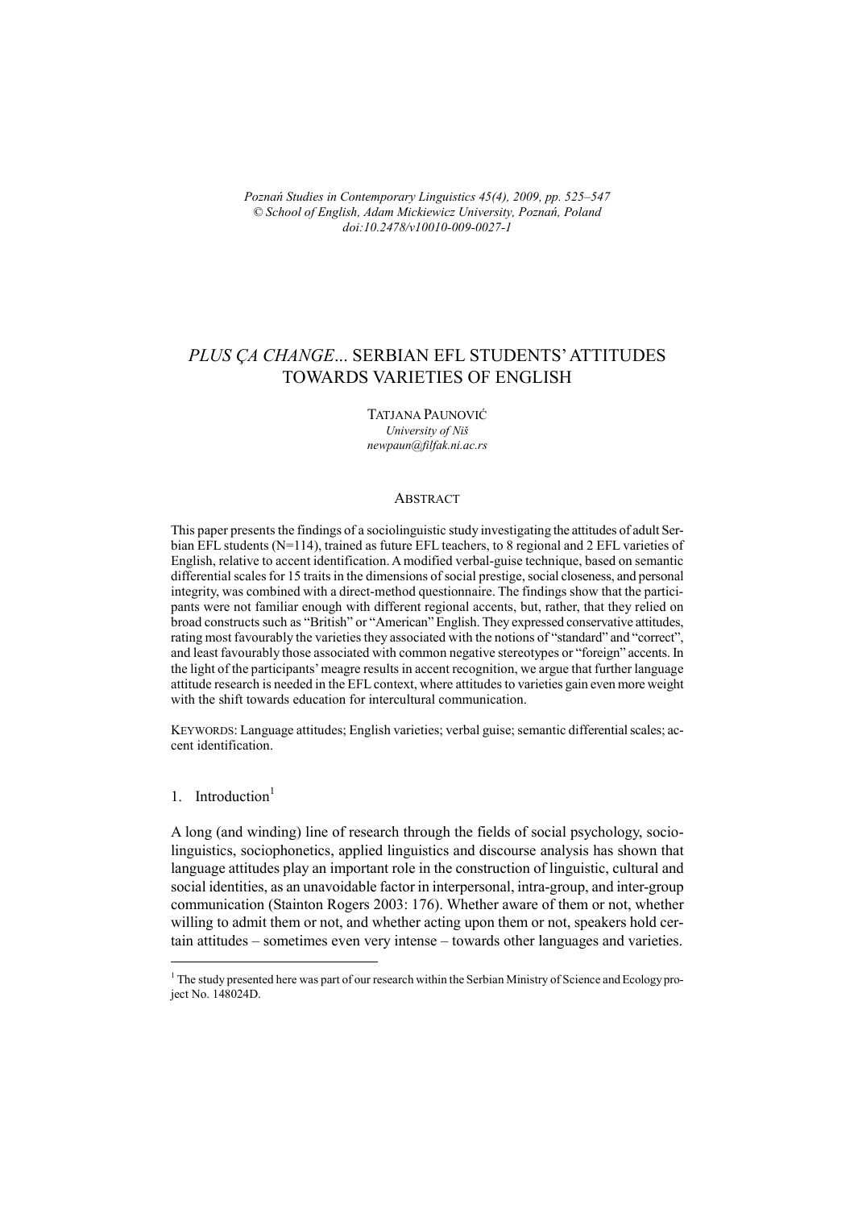*Poznań Studies in Contemporary Linguistics 45(4), 2009, pp. 525–547*
*© School of English, Adam Mickiewicz University, Poznań, Poland*
*doi:10.2478/v10010-009-0027-1*

# *PLUS ÇA CHANGE*... SERBIAN EFL STUDENTS' ATTITUDES TOWARDS VARIETIES OF ENGLISH

TATJANA PAUNOVIĆ
*University of Niš*
*newpaun@filfak.ni.ac.rs*

## ABSTRACT

This paper presents the findings of a sociolinguistic study investigating the attitudes of adult Serbian EFL students (N=114), trained as future EFL teachers, to 8 regional and 2 EFL varieties of English, relative to accent identification. A modified verbal-guise technique, based on semantic differential scales for 15 traits in the dimensions of social prestige, social closeness, and personal integrity, was combined with a direct-method questionnaire. The findings show that the participants were not familiar enough with different regional accents, but, rather, that they relied on broad constructs such as "British" or "American" English. They expressed conservative attitudes, rating most favourably the varieties they associated with the notions of "standard" and "correct", and least favourably those associated with common negative stereotypes or "foreign" accents. In the light of the participants' meagre results in accent recognition, we argue that further language attitude research is needed in the EFL context, where attitudes to varieties gain even more weight with the shift towards education for intercultural communication.

KEYWORDS: Language attitudes; English varieties; verbal guise; semantic differential scales; accent identification.

## 1. Introduction[1]

A long (and winding) line of research through the fields of social psychology, sociolinguistics, sociophonetics, applied linguistics and discourse analysis has shown that language attitudes play an important role in the construction of linguistic, cultural and social identities, as an unavoidable factor in interpersonal, intra-group, and inter-group communication (Stainton Rogers 2003: 176). Whether aware of them or not, whether willing to admit them or not, and whether acting upon them or not, speakers hold certain attitudes – sometimes even very intense – towards other languages and varieties.

[1] The study presented here was part of our research within the Serbian Ministry of Science and Ecology project No. 148024D.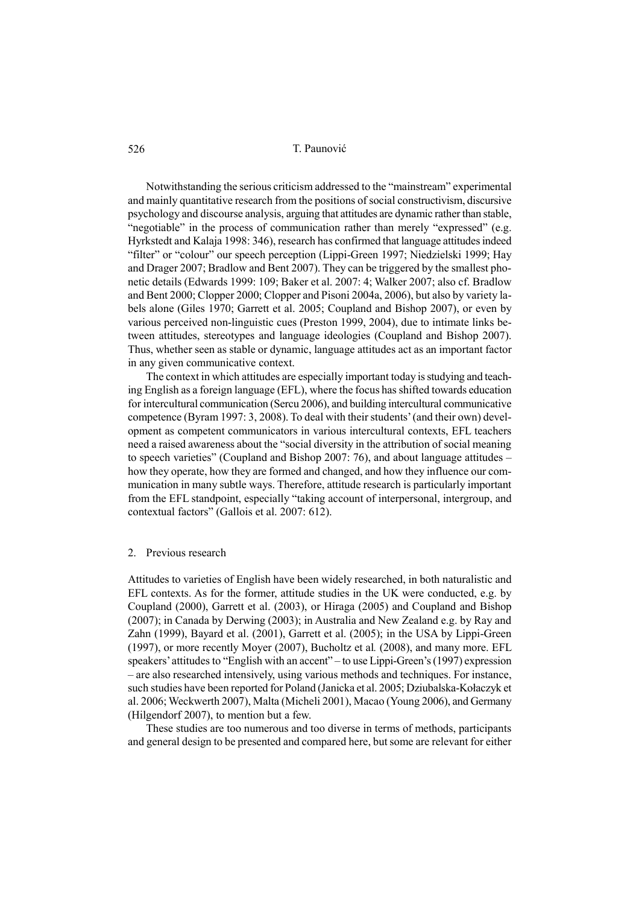Notwithstanding the serious criticism addressed to the "mainstream" experimental and mainly quantitative research from the positions of social constructivism, discursive psychology and discourse analysis, arguing that attitudes are dynamic rather than stable, "negotiable" in the process of communication rather than merely "expressed" (e.g. Hyrkstedt and Kalaja 1998: 346), research has confirmed that language attitudes indeed "filter" or "colour" our speech perception (Lippi-Green 1997; Niedzielski 1999; Hay and Drager 2007; Bradlow and Bent 2007). They can be triggered by the smallest phonetic details (Edwards 1999: 109; Baker et al. 2007: 4; Walker 2007; also cf. Bradlow and Bent 2000; Clopper 2000; Clopper and Pisoni 2004a, 2006), but also by variety labels alone (Giles 1970; Garrett et al. 2005; Coupland and Bishop 2007), or even by various perceived non-linguistic cues (Preston 1999, 2004), due to intimate links between attitudes, stereotypes and language ideologies (Coupland and Bishop 2007). Thus, whether seen as stable or dynamic, language attitudes act as an important factor in any given communicative context.

The context in which attitudes are especially important today is studying and teaching English as a foreign language (EFL), where the focus has shifted towards education for intercultural communication (Sercu 2006), and building intercultural communicative competence (Byram 1997: 3, 2008). To deal with their students' (and their own) development as competent communicators in various intercultural contexts, EFL teachers need a raised awareness about the "social diversity in the attribution of social meaning to speech varieties" (Coupland and Bishop 2007: 76), and about language attitudes – how they operate, how they are formed and changed, and how they influence our communication in many subtle ways. Therefore, attitude research is particularly important from the EFL standpoint, especially "taking account of interpersonal, intergroup, and contextual factors" (Gallois et al. 2007: 612).

## 2. Previous research

Attitudes to varieties of English have been widely researched, in both naturalistic and EFL contexts. As for the former, attitude studies in the UK were conducted, e.g. by Coupland (2000), Garrett et al. (2003), or Hiraga (2005) and Coupland and Bishop (2007); in Canada by Derwing (2003); in Australia and New Zealand e.g. by Ray and Zahn (1999), Bayard et al. (2001), Garrett et al. (2005); in the USA by Lippi-Green (1997), or more recently Moyer (2007), Bucholtz et al*.* (2008), and many more. EFL speakers' attitudes to "English with an accent" – to use Lippi-Green's (1997) expression – are also researched intensively, using various methods and techniques. For instance, such studies have been reported for Poland (Janicka et al. 2005; Dziubalska-Kołaczyk et al. 2006; Weckwerth 2007), Malta (Micheli 2001), Macao (Young 2006), and Germany (Hilgendorf 2007), to mention but a few.

These studies are too numerous and too diverse in terms of methods, participants and general design to be presented and compared here, but some are relevant for either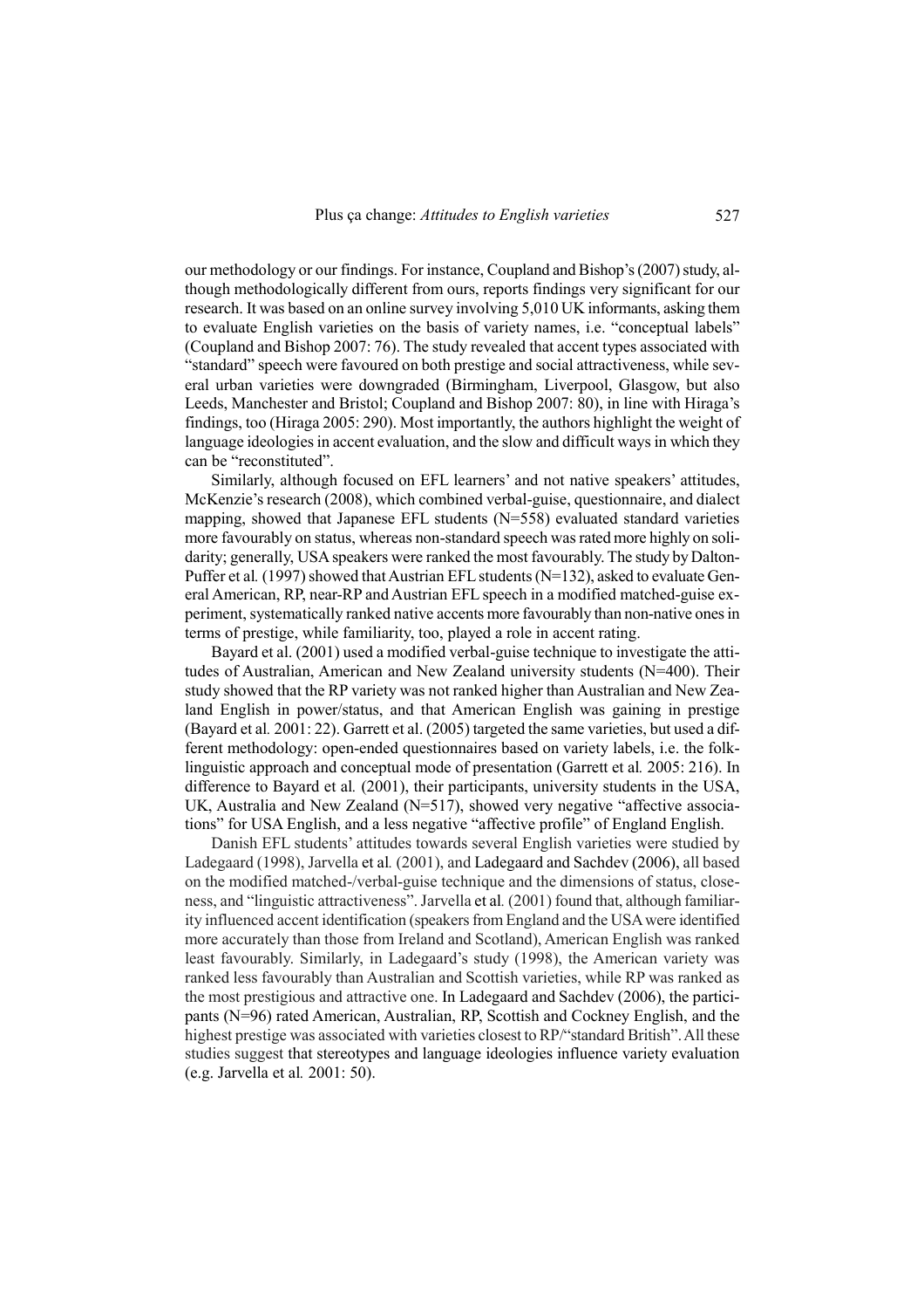our methodology or our findings. For instance, Coupland and Bishop's (2007) study, although methodologically different from ours, reports findings very significant for our research. It was based on an online survey involving 5,010 UK informants, asking them to evaluate English varieties on the basis of variety names, i.e. "conceptual labels" (Coupland and Bishop 2007: 76). The study revealed that accent types associated with "standard" speech were favoured on both prestige and social attractiveness, while several urban varieties were downgraded (Birmingham, Liverpool, Glasgow, but also Leeds, Manchester and Bristol; Coupland and Bishop 2007: 80), in line with Hiraga's findings, too (Hiraga 2005: 290). Most importantly, the authors highlight the weight of language ideologies in accent evaluation, and the slow and difficult ways in which they can be "reconstituted".

Similarly, although focused on EFL learners' and not native speakers' attitudes, McKenzie's research (2008), which combined verbal-guise, questionnaire, and dialect mapping, showed that Japanese EFL students (N=558) evaluated standard varieties more favourably on status, whereas non-standard speech was rated more highly on solidarity; generally, USA speakers were ranked the most favourably. The study by Dalton-Puffer et al. (1997) showed that Austrian EFL students (N=132), asked to evaluate General American, RP, near-RP and Austrian EFL speech in a modified matched-guise experiment, systematically ranked native accents more favourably than non-native ones in terms of prestige, while familiarity, too, played a role in accent rating.

Bayard et al. (2001) used a modified verbal-guise technique to investigate the attitudes of Australian, American and New Zealand university students (N=400). Their study showed that the RP variety was not ranked higher than Australian and New Zealand English in power/status, and that American English was gaining in prestige (Bayard et al. 2001: 22). Garrett et al. (2005) targeted the same varieties, but used a different methodology: open-ended questionnaires based on variety labels, i.e. the folk-linguistic approach and conceptual mode of presentation (Garrett et al. 2005: 216). In difference to Bayard et al. (2001), their participants, university students in the USA, UK, Australia and New Zealand (N=517), showed very negative "affective associations" for USA English, and a less negative "affective profile" of England English.

Danish EFL students' attitudes towards several English varieties were studied by Ladegaard (1998), Jarvella et al. (2001), and Ladegaard and Sachdev (2006), all based on the modified matched-/verbal-guise technique and the dimensions of status, closeness, and "linguistic attractiveness". Jarvella et al. (2001) found that, although familiarity influenced accent identification (speakers from England and the USA were identified more accurately than those from Ireland and Scotland), American English was ranked least favourably. Similarly, in Ladegaard's study (1998), the American variety was ranked less favourably than Australian and Scottish varieties, while RP was ranked as the most prestigious and attractive one. In Ladegaard and Sachdev (2006), the participants (N=96) rated American, Australian, RP, Scottish and Cockney English, and the highest prestige was associated with varieties closest to RP/"standard British". All these studies suggest that stereotypes and language ideologies influence variety evaluation (e.g. Jarvella et al. 2001: 50).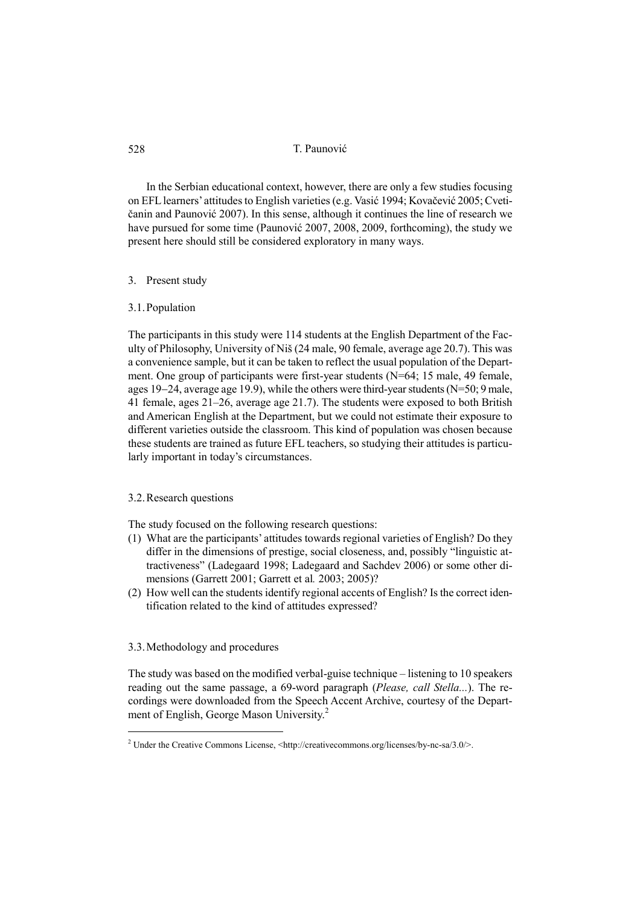In the Serbian educational context, however, there are only a few studies focusing on EFL learners' attitudes to English varieties (e.g. Vasić 1994; Kovačević 2005; Cvetičanin and Paunović 2007). In this sense, although it continues the line of research we have pursued for some time (Paunović 2007, 2008, 2009, forthcoming), the study we present here should still be considered exploratory in many ways.

## 3. Present study

### 3.1. Population

The participants in this study were 114 students at the English Department of the Faculty of Philosophy, University of Niš (24 male, 90 female, average age 20.7). This was a convenience sample, but it can be taken to reflect the usual population of the Department. One group of participants were first-year students (N=64; 15 male, 49 female, ages 19–24, average age 19.9), while the others were third-year students (N=50; 9 male, 41 female, ages 21–26, average age 21.7). The students were exposed to both British and American English at the Department, but we could not estimate their exposure to different varieties outside the classroom. This kind of population was chosen because these students are trained as future EFL teachers, so studying their attitudes is particularly important in today's circumstances.

### 3.2. Research questions

The study focused on the following research questions:

(1) What are the participants' attitudes towards regional varieties of English? Do they differ in the dimensions of prestige, social closeness, and, possibly "linguistic attractiveness" (Ladegaard 1998; Ladegaard and Sachdev 2006) or some other dimensions (Garrett 2001; Garrett et al. 2003; 2005)?

(2) How well can the students identify regional accents of English? Is the correct identification related to the kind of attitudes expressed?

### 3.3. Methodology and procedures

The study was based on the modified verbal-guise technique – listening to 10 speakers reading out the same passage, a 69-word paragraph (*Please, call Stella...*). The recordings were downloaded from the Speech Accent Archive, courtesy of the Department of English, George Mason University.[2]

[2] Under the Creative Commons License, <http://creativecommons.org/licenses/by-nc-sa/3.0/>.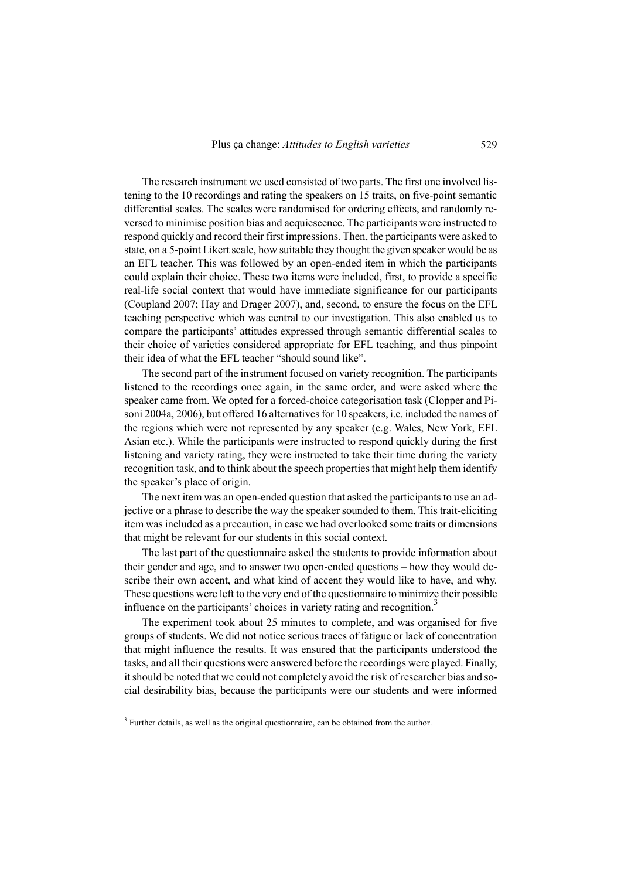The research instrument we used consisted of two parts. The first one involved listening to the 10 recordings and rating the speakers on 15 traits, on five-point semantic differential scales. The scales were randomised for ordering effects, and randomly reversed to minimise position bias and acquiescence. The participants were instructed to respond quickly and record their first impressions. Then, the participants were asked to state, on a 5-point Likert scale, how suitable they thought the given speaker would be as an EFL teacher. This was followed by an open-ended item in which the participants could explain their choice. These two items were included, first, to provide a specific real-life social context that would have immediate significance for our participants (Coupland 2007; Hay and Drager 2007), and, second, to ensure the focus on the EFL teaching perspective which was central to our investigation. This also enabled us to compare the participants' attitudes expressed through semantic differential scales to their choice of varieties considered appropriate for EFL teaching, and thus pinpoint their idea of what the EFL teacher "should sound like".

The second part of the instrument focused on variety recognition. The participants listened to the recordings once again, in the same order, and were asked where the speaker came from. We opted for a forced-choice categorisation task (Clopper and Pisoni 2004a, 2006), but offered 16 alternatives for 10 speakers, i.e. included the names of the regions which were not represented by any speaker (e.g. Wales, New York, EFL Asian etc.). While the participants were instructed to respond quickly during the first listening and variety rating, they were instructed to take their time during the variety recognition task, and to think about the speech properties that might help them identify the speaker's place of origin.

The next item was an open-ended question that asked the participants to use an adjective or a phrase to describe the way the speaker sounded to them. This trait-eliciting item was included as a precaution, in case we had overlooked some traits or dimensions that might be relevant for our students in this social context.

The last part of the questionnaire asked the students to provide information about their gender and age, and to answer two open-ended questions – how they would describe their own accent, and what kind of accent they would like to have, and why. These questions were left to the very end of the questionnaire to minimize their possible influence on the participants' choices in variety rating and recognition.[3]

The experiment took about 25 minutes to complete, and was organised for five groups of students. We did not notice serious traces of fatigue or lack of concentration that might influence the results. It was ensured that the participants understood the tasks, and all their questions were answered before the recordings were played. Finally, it should be noted that we could not completely avoid the risk of researcher bias and social desirability bias, because the participants were our students and were informed

[3] Further details, as well as the original questionnaire, can be obtained from the author.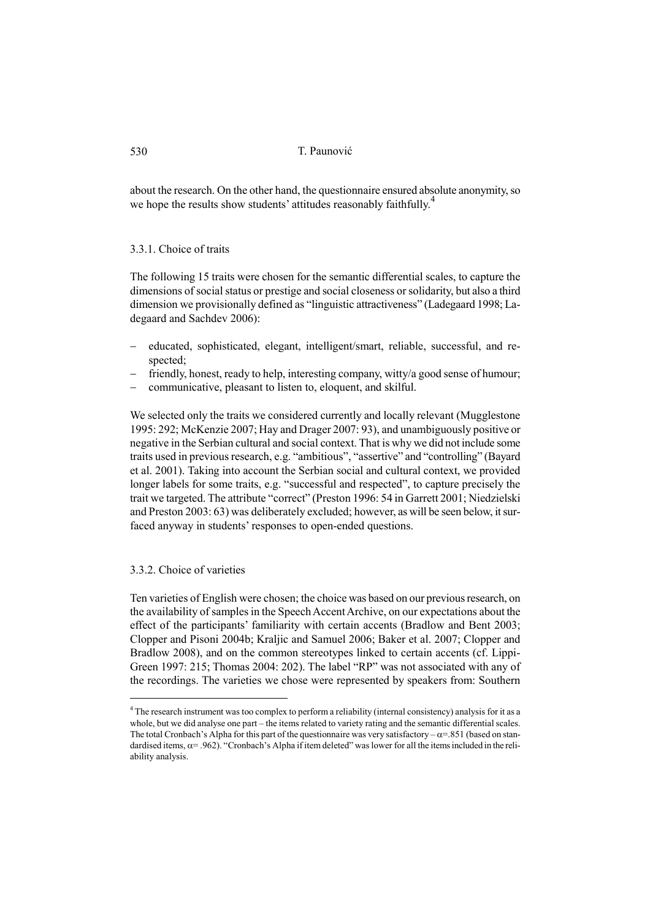about the research. On the other hand, the questionnaire ensured absolute anonymity, so we hope the results show students' attitudes reasonably faithfully.[4]

### 3.3.1. Choice of traits

The following 15 traits were chosen for the semantic differential scales, to capture the dimensions of social status or prestige and social closeness or solidarity, but also a third dimension we provisionally defined as "linguistic attractiveness" (Ladegaard 1998; Ladegaard and Sachdev 2006):

- educated, sophisticated, elegant, intelligent/smart, reliable, successful, and respected;
- friendly, honest, ready to help, interesting company, witty/a good sense of humour;
- communicative, pleasant to listen to, eloquent, and skilful.

We selected only the traits we considered currently and locally relevant (Mugglestone 1995: 292; McKenzie 2007; Hay and Drager 2007: 93), and unambiguously positive or negative in the Serbian cultural and social context. That is why we did not include some traits used in previous research, e.g. "ambitious", "assertive" and "controlling" (Bayard et al. 2001). Taking into account the Serbian social and cultural context, we provided longer labels for some traits, e.g. "successful and respected", to capture precisely the trait we targeted. The attribute "correct" (Preston 1996: 54 in Garrett 2001; Niedzielski and Preston 2003: 63) was deliberately excluded; however, as will be seen below, it surfaced anyway in students' responses to open-ended questions.

### 3.3.2. Choice of varieties

Ten varieties of English were chosen; the choice was based on our previous research, on the availability of samples in the Speech Accent Archive, on our expectations about the effect of the participants' familiarity with certain accents (Bradlow and Bent 2003; Clopper and Pisoni 2004b; Kraljic and Samuel 2006; Baker et al. 2007; Clopper and Bradlow 2008), and on the common stereotypes linked to certain accents (cf. Lippi-Green 1997: 215; Thomas 2004: 202). The label "RP" was not associated with any of the recordings. The varieties we chose were represented by speakers from: Southern

---

[4] The research instrument was too complex to perform a reliability (internal consistency) analysis for it as a whole, but we did analyse one part – the items related to variety rating and the semantic differential scales. The total Cronbach's Alpha for this part of the questionnaire was very satisfactory – $\alpha$=.851 (based on standardised items, $\alpha$= .962). "Cronbach's Alpha if item deleted" was lower for all the items included in the reliability analysis.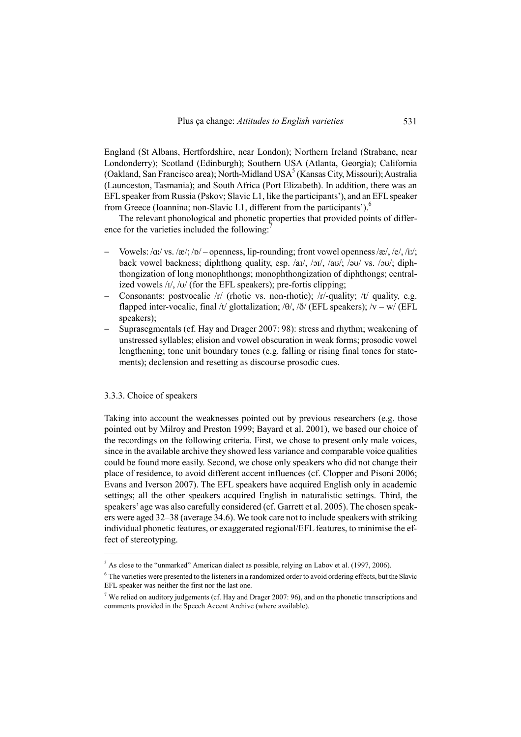England (St Albans, Hertfordshire, near London); Northern Ireland (Strabane, near Londonderry); Scotland (Edinburgh); Southern USA (Atlanta, Georgia); California (Oakland, San Francisco area); North-Midland USA[5] (Kansas City, Missouri); Australia (Launceston, Tasmania); and South Africa (Port Elizabeth). In addition, there was an EFL speaker from Russia (Pskov; Slavic L1, like the participants'), and an EFL speaker from Greece (Ioannina; non-Slavic L1, different from the participants').[6]

The relevant phonological and phonetic properties that provided points of difference for the varieties included the following:[7]

- Vowels: /ɑː/ vs. /æ/; /ɒ/ – openness, lip-rounding; front vowel openness /æ/, /e/, /iː/; back vowel backness; diphthong quality, esp. /aɪ/, /ɔɪ/, /aʊ/; /əʊ/ vs. /ɔʊ/; diphthongization of long monophthongs; monophthongization of diphthongs; centralized vowels /ɪ/, /ʊ/ (for the EFL speakers); pre-fortis clipping;
- Consonants: postvocalic /r/ (rhotic vs. non-rhotic); /r/-quality; /t/ quality, e.g. flapped inter-vocalic, final /t/ glottalization; /θ/, /ð/ (EFL speakers); /v – w/ (EFL speakers);
- Suprasegmentals (cf. Hay and Drager 2007: 98): stress and rhythm; weakening of unstressed syllables; elision and vowel obscuration in weak forms; prosodic vowel lengthening; tone unit boundary tones (e.g. falling or rising final tones for statements); declension and resetting as discourse prosodic cues.

### 3.3.3. Choice of speakers

Taking into account the weaknesses pointed out by previous researchers (e.g. those pointed out by Milroy and Preston 1999; Bayard et al. 2001), we based our choice of the recordings on the following criteria. First, we chose to present only male voices, since in the available archive they showed less variance and comparable voice qualities could be found more easily. Second, we chose only speakers who did not change their place of residence, to avoid different accent influences (cf. Clopper and Pisoni 2006; Evans and Iverson 2007). The EFL speakers have acquired English only in academic settings; all the other speakers acquired English in naturalistic settings. Third, the speakers' age was also carefully considered (cf. Garrett et al. 2005). The chosen speakers were aged 32–38 (average 34.6). We took care not to include speakers with striking individual phonetic features, or exaggerated regional/EFL features, to minimise the effect of stereotyping.

---

[5] As close to the "unmarked" American dialect as possible, relying on Labov et al. (1997, 2006).

[6] The varieties were presented to the listeners in a randomized order to avoid ordering effects, but the Slavic EFL speaker was neither the first nor the last one.

[7] We relied on auditory judgements (cf. Hay and Drager 2007: 96), and on the phonetic transcriptions and comments provided in the Speech Accent Archive (where available).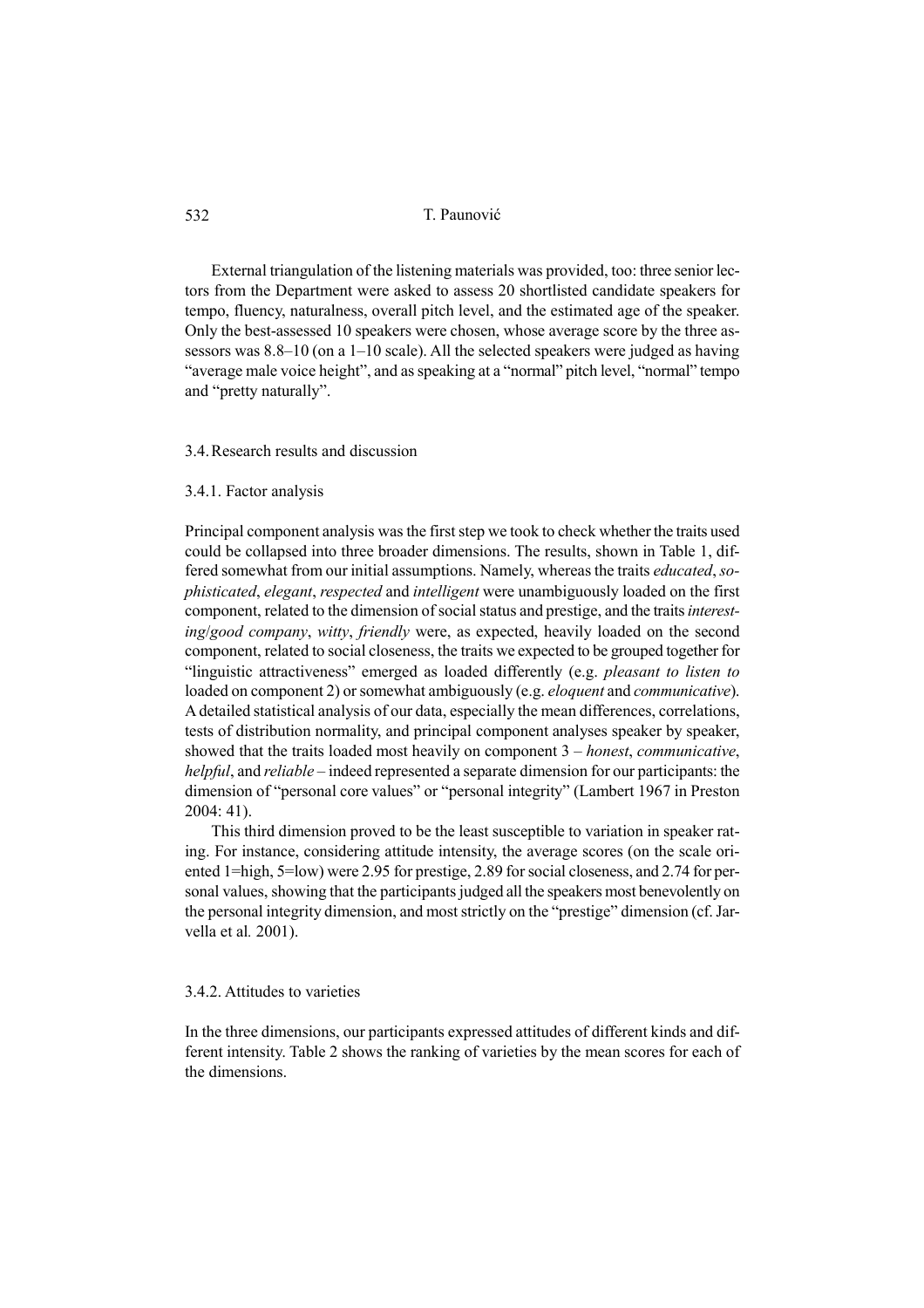External triangulation of the listening materials was provided, too: three senior lectors from the Department were asked to assess 20 shortlisted candidate speakers for tempo, fluency, naturalness, overall pitch level, and the estimated age of the speaker. Only the best-assessed 10 speakers were chosen, whose average score by the three assessors was 8.8–10 (on a 1–10 scale). All the selected speakers were judged as having "average male voice height", and as speaking at a "normal" pitch level, "normal" tempo and "pretty naturally".

### 3.4. Research results and discussion

#### 3.4.1. Factor analysis

Principal component analysis was the first step we took to check whether the traits used could be collapsed into three broader dimensions. The results, shown in Table 1, differed somewhat from our initial assumptions. Namely, whereas the traits *educated*, *sophisticated*, *elegant*, *respected* and *intelligent* were unambiguously loaded on the first component, related to the dimension of social status and prestige, and the traits *interesting*/*good company*, *witty*, *friendly* were, as expected, heavily loaded on the second component, related to social closeness, the traits we expected to be grouped together for "linguistic attractiveness" emerged as loaded differently (e.g. *pleasant to listen to* loaded on component 2) or somewhat ambiguously (e.g. *eloquent* and *communicative*). A detailed statistical analysis of our data, especially the mean differences, correlations, tests of distribution normality, and principal component analyses speaker by speaker, showed that the traits loaded most heavily on component 3 – *honest*, *communicative*, *helpful*, and *reliable* – indeed represented a separate dimension for our participants: the dimension of "personal core values" or "personal integrity" (Lambert 1967 in Preston 2004: 41).

This third dimension proved to be the least susceptible to variation in speaker rating. For instance, considering attitude intensity, the average scores (on the scale oriented 1=high, 5=low) were 2.95 for prestige, 2.89 for social closeness, and 2.74 for personal values, showing that the participants judged all the speakers most benevolently on the personal integrity dimension, and most strictly on the "prestige" dimension (cf. Jarvella et al*.* 2001).

#### 3.4.2. Attitudes to varieties

In the three dimensions, our participants expressed attitudes of different kinds and different intensity. Table 2 shows the ranking of varieties by the mean scores for each of the dimensions.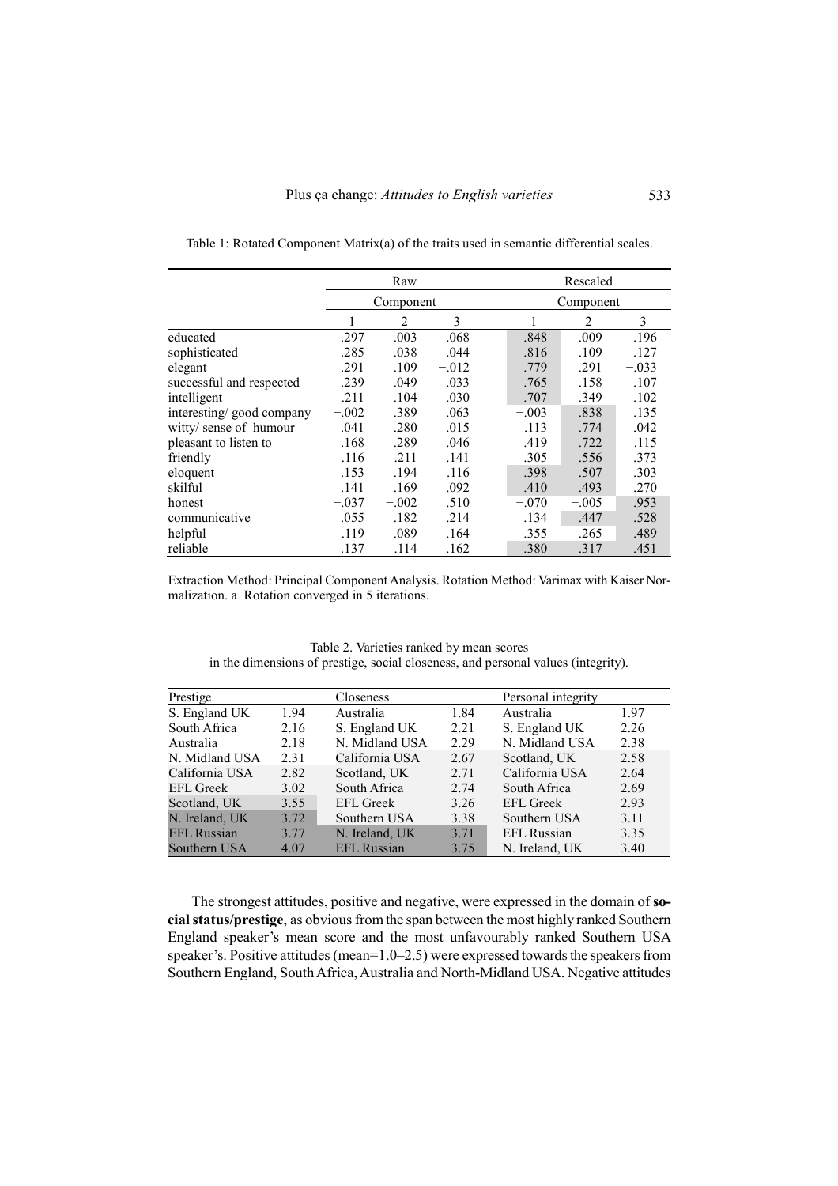Table 1: Rotated Component Matrix(a) of the traits used in semantic differential scales.

| | Raw | | | Rescaled | | |
|---|---|---|---|---|---|---|
| | Component | | | Component | | |
| | 1 | 2 | 3 | 1 | 2 | 3 |
| educated | .297 | .003 | .068 | .848 | .009 | .196 |
| sophisticated | .285 | .038 | .044 | .816 | .109 | .127 |
| elegant | .291 | .109 | −.012 | .779 | .291 | −.033 |
| successful and respected | .239 | .049 | .033 | .765 | .158 | .107 |
| intelligent | .211 | .104 | .030 | .707 | .349 | .102 |
| interesting/ good company | −.002 | .389 | .063 | −.003 | .838 | .135 |
| witty/ sense of humour | .041 | .280 | .015 | .113 | .774 | .042 |
| pleasant to listen to | .168 | .289 | .046 | .419 | .722 | .115 |
| friendly | .116 | .211 | .141 | .305 | .556 | .373 |
| eloquent | .153 | .194 | .116 | .398 | .507 | .303 |
| skilful | .141 | .169 | .092 | .410 | .493 | .270 |
| honest | −.037 | −.002 | .510 | −.070 | −.005 | .953 |
| communicative | .055 | .182 | .214 | .134 | .447 | .528 |
| helpful | .119 | .089 | .164 | .355 | .265 | .489 |
| reliable | .137 | .114 | .162 | .380 | .317 | .451 |

Extraction Method: Principal Component Analysis. Rotation Method: Varimax with Kaiser Normalization. a Rotation converged in 5 iterations.

Table 2. Varieties ranked by mean scores in the dimensions of prestige, social closeness, and personal values (integrity).

| Prestige | | Closeness | | Personal integrity | |
|---|---|---|---|---|---|
| S. England UK | 1.94 | Australia | 1.84 | Australia | 1.97 |
| South Africa | 2.16 | S. England UK | 2.21 | S. England UK | 2.26 |
| Australia | 2.18 | N. Midland USA | 2.29 | N. Midland USA | 2.38 |
| N. Midland USA | 2.31 | California USA | 2.67 | Scotland, UK | 2.58 |
| California USA | 2.82 | Scotland, UK | 2.71 | California USA | 2.64 |
| EFL Greek | 3.02 | South Africa | 2.74 | South Africa | 2.69 |
| Scotland, UK | 3.55 | EFL Greek | 3.26 | EFL Greek | 2.93 |
| N. Ireland, UK | 3.72 | Southern USA | 3.38 | Southern USA | 3.11 |
| EFL Russian | 3.77 | N. Ireland, UK | 3.71 | EFL Russian | 3.35 |
| Southern USA | 4.07 | EFL Russian | 3.75 | N. Ireland, UK | 3.40 |

The strongest attitudes, positive and negative, were expressed in the domain of **social status/prestige**, as obvious from the span between the most highly ranked Southern England speaker's mean score and the most unfavourably ranked Southern USA speaker's. Positive attitudes (mean=1.0–2.5) were expressed towards the speakers from Southern England, South Africa, Australia and North-Midland USA. Negative attitudes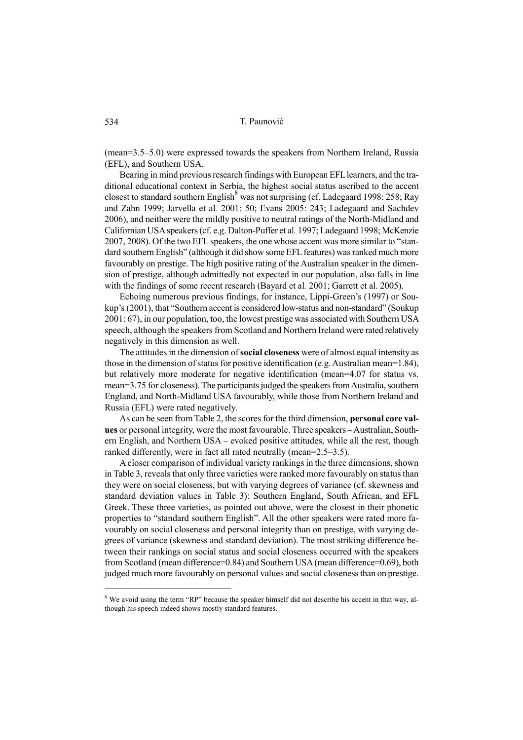(mean=3.5–5.0) were expressed towards the speakers from Northern Ireland, Russia (EFL), and Southern USA.

Bearing in mind previous research findings with European EFL learners, and the traditional educational context in Serbia, the highest social status ascribed to the accent closest to standard southern English[8] was not surprising (cf. Ladegaard 1998: 258; Ray and Zahn 1999; Jarvella et al*.* 2001: 50; Evans 2005: 243; Ladegaard and Sachdev 2006), and neither were the mildly positive to neutral ratings of the North-Midland and Californian USA speakers (cf. e.g. Dalton-Puffer et al*.* 1997; Ladegaard 1998; McKenzie 2007, 2008). Of the two EFL speakers, the one whose accent was more similar to "standard southern English" (although it did show some EFL features) was ranked much more favourably on prestige. The high positive rating of the Australian speaker in the dimension of prestige, although admittedly not expected in our population, also falls in line with the findings of some recent research (Bayard et al*.* 2001; Garrett et al. 2005).

Echoing numerous previous findings, for instance, Lippi-Green's (1997) or Soukup's (2001), that "Southern accent is considered low-status and non-standard" (Soukup 2001: 67), in our population, too, the lowest prestige was associated with Southern USA speech, although the speakers from Scotland and Northern Ireland were rated relatively negatively in this dimension as well.

The attitudes in the dimension of **social closeness** were of almost equal intensity as those in the dimension of status for positive identification (e.g. Australian mean=1.84), but relatively more moderate for negative identification (mean=4.07 for status vs. mean=3.75 for closeness). The participants judged the speakers from Australia, southern England, and North-Midland USA favourably, while those from Northern Ireland and Russia (EFL) were rated negatively.

As can be seen from Table 2, the scores for the third dimension, **personal core values** or personal integrity, were the most favourable. Three speakers – Australian, Southern English, and Northern USA – evoked positive attitudes, while all the rest, though ranked differently, were in fact all rated neutrally (mean=2.5–3.5).

A closer comparison of individual variety rankings in the three dimensions, shown in Table 3, reveals that only three varieties were ranked more favourably on status than they were on social closeness, but with varying degrees of variance (cf. skewness and standard deviation values in Table 3): Southern England, South African, and EFL Greek. These three varieties, as pointed out above, were the closest in their phonetic properties to "standard southern English". All the other speakers were rated more favourably on social closeness and personal integrity than on prestige, with varying degrees of variance (skewness and standard deviation). The most striking difference between their rankings on social status and social closeness occurred with the speakers from Scotland (mean difference=0.84) and Southern USA (mean difference=0.69), both judged much more favourably on personal values and social closeness than on prestige.

[8] We avoid using the term "RP" because the speaker himself did not describe his accent in that way, although his speech indeed shows mostly standard features.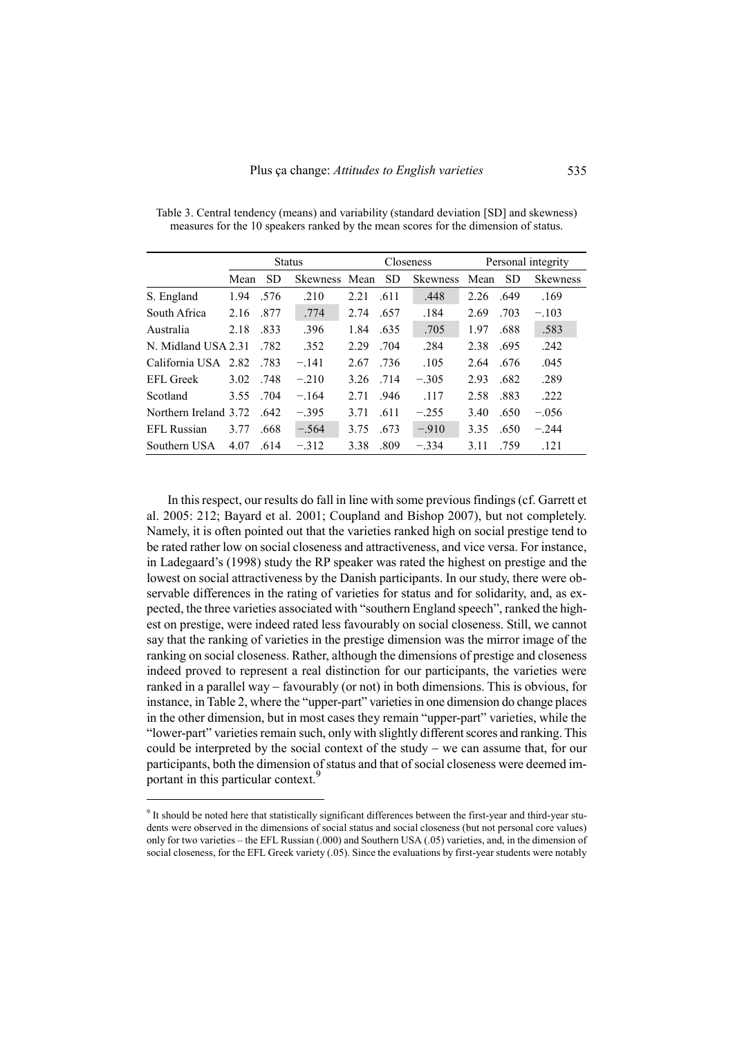Table 3. Central tendency (means) and variability (standard deviation [SD] and skewness) measures for the 10 speakers ranked by the mean scores for the dimension of status.

| | Status | | | Closeness | | | Personal integrity | | |
|---|---|---|---|---|---|---|---|---|---|
| | Mean | SD | Skewness | Mean | SD | Skewness | Mean | SD | Skewness |
| S. England | 1.94 | .576 | .210 | 2.21 | .611 | .448 | 2.26 | .649 | .169 |
| South Africa | 2.16 | .877 | .774 | 2.74 | .657 | .184 | 2.69 | .703 | −.103 |
| Australia | 2.18 | .833 | .396 | 1.84 | .635 | .705 | 1.97 | .688 | .583 |
| N. Midland USA | 2.31 | .782 | .352 | 2.29 | .704 | .284 | 2.38 | .695 | .242 |
| California USA | 2.82 | .783 | −.141 | 2.67 | .736 | .105 | 2.64 | .676 | .045 |
| EFL Greek | 3.02 | .748 | −.210 | 3.26 | .714 | −.305 | 2.93 | .682 | .289 |
| Scotland | 3.55 | .704 | −.164 | 2.71 | .946 | .117 | 2.58 | .883 | .222 |
| Northern Ireland | 3.72 | .642 | −.395 | 3.71 | .611 | −.255 | 3.40 | .650 | −.056 |
| EFL Russian | 3.77 | .668 | −.564 | 3.75 | .673 | −.910 | 3.35 | .650 | −.244 |
| Southern USA | 4.07 | .614 | −.312 | 3.38 | .809 | −.334 | 3.11 | .759 | .121 |

In this respect, our results do fall in line with some previous findings (cf. Garrett et al. 2005: 212; Bayard et al. 2001; Coupland and Bishop 2007), but not completely. Namely, it is often pointed out that the varieties ranked high on social prestige tend to be rated rather low on social closeness and attractiveness, and vice versa. For instance, in Ladegaard's (1998) study the RP speaker was rated the highest on prestige and the lowest on social attractiveness by the Danish participants. In our study, there were observable differences in the rating of varieties for status and for solidarity, and, as expected, the three varieties associated with "southern England speech", ranked the highest on prestige, were indeed rated less favourably on social closeness. Still, we cannot say that the ranking of varieties in the prestige dimension was the mirror image of the ranking on social closeness. Rather, although the dimensions of prestige and closeness indeed proved to represent a real distinction for our participants, the varieties were ranked in a parallel way – favourably (or not) in both dimensions. This is obvious, for instance, in Table 2, where the "upper-part" varieties in one dimension do change places in the other dimension, but in most cases they remain "upper-part" varieties, while the "lower-part" varieties remain such, only with slightly different scores and ranking. This could be interpreted by the social context of the study – we can assume that, for our participants, both the dimension of status and that of social closeness were deemed important in this particular context.[9]

---

[9] It should be noted here that statistically significant differences between the first-year and third-year students were observed in the dimensions of social status and social closeness (but not personal core values) only for two varieties – the EFL Russian (.000) and Southern USA (.05) varieties, and, in the dimension of social closeness, for the EFL Greek variety (.05). Since the evaluations by first-year students were notably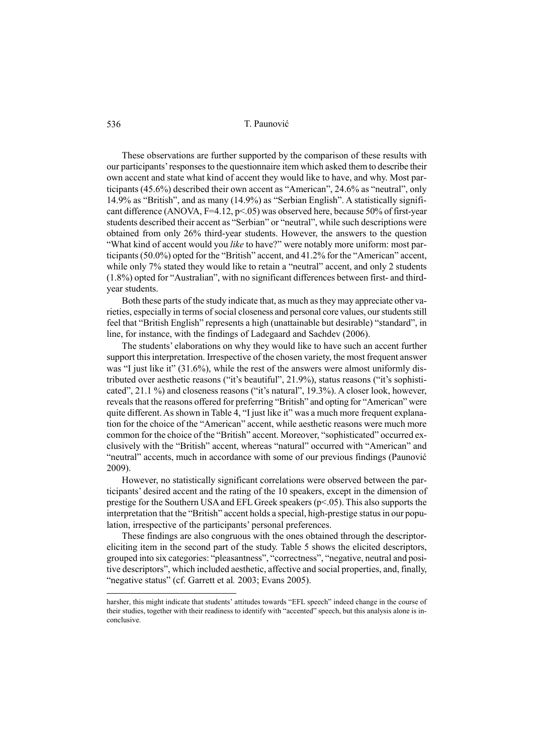These observations are further supported by the comparison of these results with our participants' responses to the questionnaire item which asked them to describe their own accent and state what kind of accent they would like to have, and why. Most participants (45.6%) described their own accent as "American", 24.6% as "neutral", only 14.9% as "British", and as many (14.9%) as "Serbian English". A statistically significant difference (ANOVA, $F=4.12$, $p<.05$) was observed here, because 50% of first-year students described their accent as "Serbian" or "neutral", while such descriptions were obtained from only 26% third-year students. However, the answers to the question "What kind of accent would you *like* to have?" were notably more uniform: most participants (50.0%) opted for the "British" accent, and 41.2% for the "American" accent, while only 7% stated they would like to retain a "neutral" accent, and only 2 students (1.8%) opted for "Australian", with no significant differences between first- and third-year students.

Both these parts of the study indicate that, as much as they may appreciate other varieties, especially in terms of social closeness and personal core values, our students still feel that "British English" represents a high (unattainable but desirable) "standard", in line, for instance, with the findings of Ladegaard and Sachdev (2006).

The students' elaborations on why they would like to have such an accent further support this interpretation. Irrespective of the chosen variety, the most frequent answer was "I just like it" (31.6%), while the rest of the answers were almost uniformly distributed over aesthetic reasons ("it's beautiful", 21.9%), status reasons ("it's sophisticated", 21.1 %) and closeness reasons ("it's natural", 19.3%). A closer look, however, reveals that the reasons offered for preferring "British" and opting for "American" were quite different. As shown in Table 4, "I just like it" was a much more frequent explanation for the choice of the "American" accent, while aesthetic reasons were much more common for the choice of the "British" accent. Moreover, "sophisticated" occurred exclusively with the "British" accent, whereas "natural" occurred with "American" and "neutral" accents, much in accordance with some of our previous findings (Paunović 2009).

However, no statistically significant correlations were observed between the participants' desired accent and the rating of the 10 speakers, except in the dimension of prestige for the Southern USA and EFL Greek speakers ($p<.05$). This also supports the interpretation that the "British" accent holds a special, high-prestige status in our population, irrespective of the participants' personal preferences.

These findings are also congruous with the ones obtained through the descriptor-eliciting item in the second part of the study. Table 5 shows the elicited descriptors, grouped into six categories: "pleasantness", "correctness", "negative, neutral and positive descriptors", which included aesthetic, affective and social properties, and, finally, "negative status" (cf. Garrett et al*.* 2003; Evans 2005).

harsher, this might indicate that students' attitudes towards "EFL speech" indeed change in the course of their studies, together with their readiness to identify with "accented" speech, but this analysis alone is inconclusive.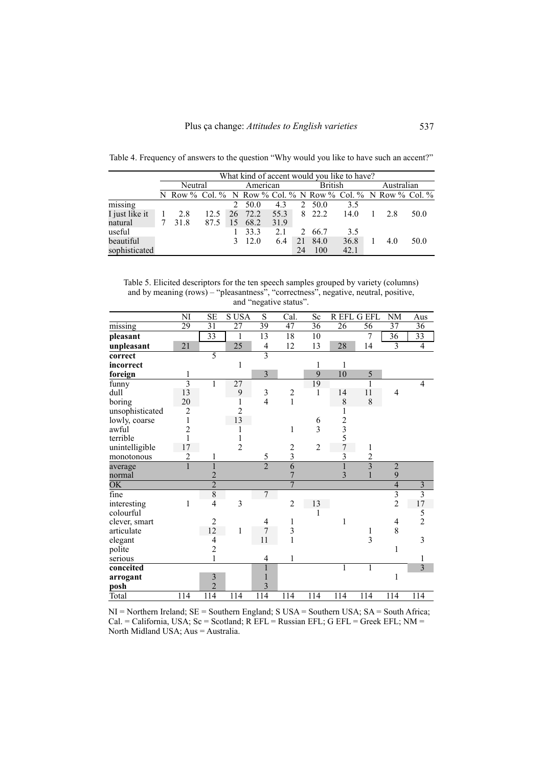Table 4. Frequency of answers to the question "Why would you like to have such an accent?"

| | What kind of accent would you like to have? | | | | | | | | | | | |
|---|---|---|---|---|---|---|---|---|---|---|---|---|
| | Neutral | | | American | | | British | | | Australian | | |
| | N | Row % | Col. % | N | Row % | Col. % | N | Row % | Col. % | N | Row % | Col. % |
| missing | | | | 2 | 50.0 | 4.3 | 2 | 50.0 | 3.5 | | | |
| I just like it | 1 | 2.8 | 12.5 | 26 | 72.2 | 55.3 | 8 | 22.2 | 14.0 | 1 | 2.8 | 50.0 |
| natural | 7 | 31.8 | 87.5 | 15 | 68.2 | 31.9 | | | | | | |
| useful | | | | 1 | 33.3 | 2.1 | 2 | 66.7 | 3.5 | | | |
| beautiful | | | | 3 | 12.0 | 6.4 | 21 | 84.0 | 36.8 | 1 | 4.0 | 50.0 |
| sophisticated | | | | | | | 24 | 100 | 42.1 | | | |

Table 5. Elicited descriptors for the ten speech samples grouped by variety (columns) and by meaning (rows) – "pleasantness", "correctness", negative, neutral, positive, and "negative status".

| | NI | SE | S USA | S | Cal. | Sc | R EFL | G EFL | NM | Aus |
|---|---|---|---|---|---|---|---|---|---|---|
| missing | 29 | 31 | 27 | 39 | 47 | 36 | 26 | 56 | 37 | 36 |
| **pleasant** | | 33 | 1 | 13 | 18 | 10 | | 7 | 36 | 33 |
| **unpleasant** | 21 | | 25 | 4 | 12 | 13 | 28 | 14 | 3 | 4 |
| **correct** | | 5 | | 3 | | | | | | |
| **incorrect** | | | 1 | | | 1 | 1 | | | |
| **foreign** | 1 | | | 3 | | 9 | 10 | 5 | | |
| funny | 3 | 1 | 27 | | | 19 | | 1 | | 4 |
| dull | 13 | | 9 | 3 | 2 | 1 | 14 | 11 | 4 | |
| boring | 20 | | 1 | 4 | 1 | | 8 | 8 | | |
| unsophisticated | 2 | | 2 | | | | 1 | | | |
| lowly, coarse | 1 | | 13 | | | 6 | 2 | | | |
| awful | 2 | | 1 | | 1 | 3 | 3 | | | |
| terrible | 1 | | 1 | | | | 5 | | | |
| unintelligible | 17 | | 2 | | 2 | 2 | 7 | 1 | | |
| monotonous | 2 | 1 | | 5 | 3 | | 3 | 2 | | |
| average | 1 | 1 | | 2 | 6 | | 1 | 3 | 2 | |
| normal | | 2 | | | 7 | | 3 | 1 | 9 | |
| OK | | 2 | | | 7 | | | | 4 | 3 |
| fine | | 8 | | 7 | | | | | 3 | 3 |
| interesting | 1 | 4 | 3 | | 2 | 13 | | | 2 | 17 |
| colourful | | | | | | 1 | | | | 5 |
| clever, smart | | 2 | | 4 | 1 | | 1 | | 4 | 2 |
| articulate | | 12 | 1 | 7 | 3 | | | 1 | 8 | |
| elegant | | 4 | | 11 | 1 | | | 3 | | 3 |
| polite | | 2 | | | | | | | 1 | |
| serious | | 1 | | 4 | 1 | | | | | 1 |
| **conceited** | | | | 1 | | | 1 | 1 | | 3 |
| **arrogant** | | 3 | | 1 | | | | | 1 | |
| **posh** | | 2 | | 3 | | | | | | |
| Total | 114 | 114 | 114 | 114 | 114 | 114 | 114 | 114 | 114 | 114 |

NI = Northern Ireland; SE = Southern England; S USA = Southern USA; SA = South Africa; Cal. = California, USA; Sc = Scotland; R EFL = Russian EFL; G EFL = Greek EFL; NM = North Midland USA; Aus = Australia.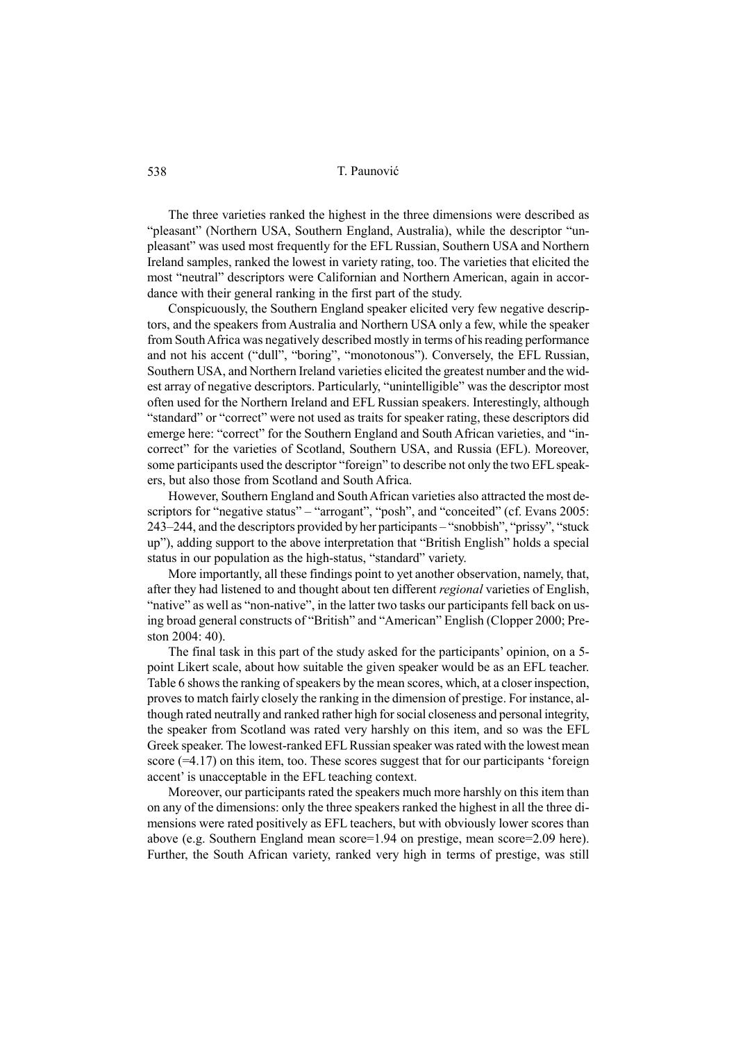The three varieties ranked the highest in the three dimensions were described as "pleasant" (Northern USA, Southern England, Australia), while the descriptor "unpleasant" was used most frequently for the EFL Russian, Southern USA and Northern Ireland samples, ranked the lowest in variety rating, too. The varieties that elicited the most "neutral" descriptors were Californian and Northern American, again in accordance with their general ranking in the first part of the study.

Conspicuously, the Southern England speaker elicited very few negative descriptors, and the speakers from Australia and Northern USA only a few, while the speaker from South Africa was negatively described mostly in terms of his reading performance and not his accent ("dull", "boring", "monotonous"). Conversely, the EFL Russian, Southern USA, and Northern Ireland varieties elicited the greatest number and the widest array of negative descriptors. Particularly, "unintelligible" was the descriptor most often used for the Northern Ireland and EFL Russian speakers. Interestingly, although "standard" or "correct" were not used as traits for speaker rating, these descriptors did emerge here: "correct" for the Southern England and South African varieties, and "incorrect" for the varieties of Scotland, Southern USA, and Russia (EFL). Moreover, some participants used the descriptor "foreign" to describe not only the two EFL speakers, but also those from Scotland and South Africa.

However, Southern England and South African varieties also attracted the most descriptors for "negative status" – "arrogant", "posh", and "conceited" (cf. Evans 2005: 243–244, and the descriptors provided by her participants – "snobbish", "prissy", "stuck up"), adding support to the above interpretation that "British English" holds a special status in our population as the high-status, "standard" variety.

More importantly, all these findings point to yet another observation, namely, that, after they had listened to and thought about ten different *regional* varieties of English, "native" as well as "non-native", in the latter two tasks our participants fell back on using broad general constructs of "British" and "American" English (Clopper 2000; Preston 2004: 40).

The final task in this part of the study asked for the participants' opinion, on a 5-point Likert scale, about how suitable the given speaker would be as an EFL teacher. Table 6 shows the ranking of speakers by the mean scores, which, at a closer inspection, proves to match fairly closely the ranking in the dimension of prestige. For instance, although rated neutrally and ranked rather high for social closeness and personal integrity, the speaker from Scotland was rated very harshly on this item, and so was the EFL Greek speaker. The lowest-ranked EFL Russian speaker was rated with the lowest mean score (=4.17) on this item, too. These scores suggest that for our participants 'foreign accent' is unacceptable in the EFL teaching context.

Moreover, our participants rated the speakers much more harshly on this item than on any of the dimensions: only the three speakers ranked the highest in all the three dimensions were rated positively as EFL teachers, but with obviously lower scores than above (e.g. Southern England mean score=1.94 on prestige, mean score=2.09 here). Further, the South African variety, ranked very high in terms of prestige, was still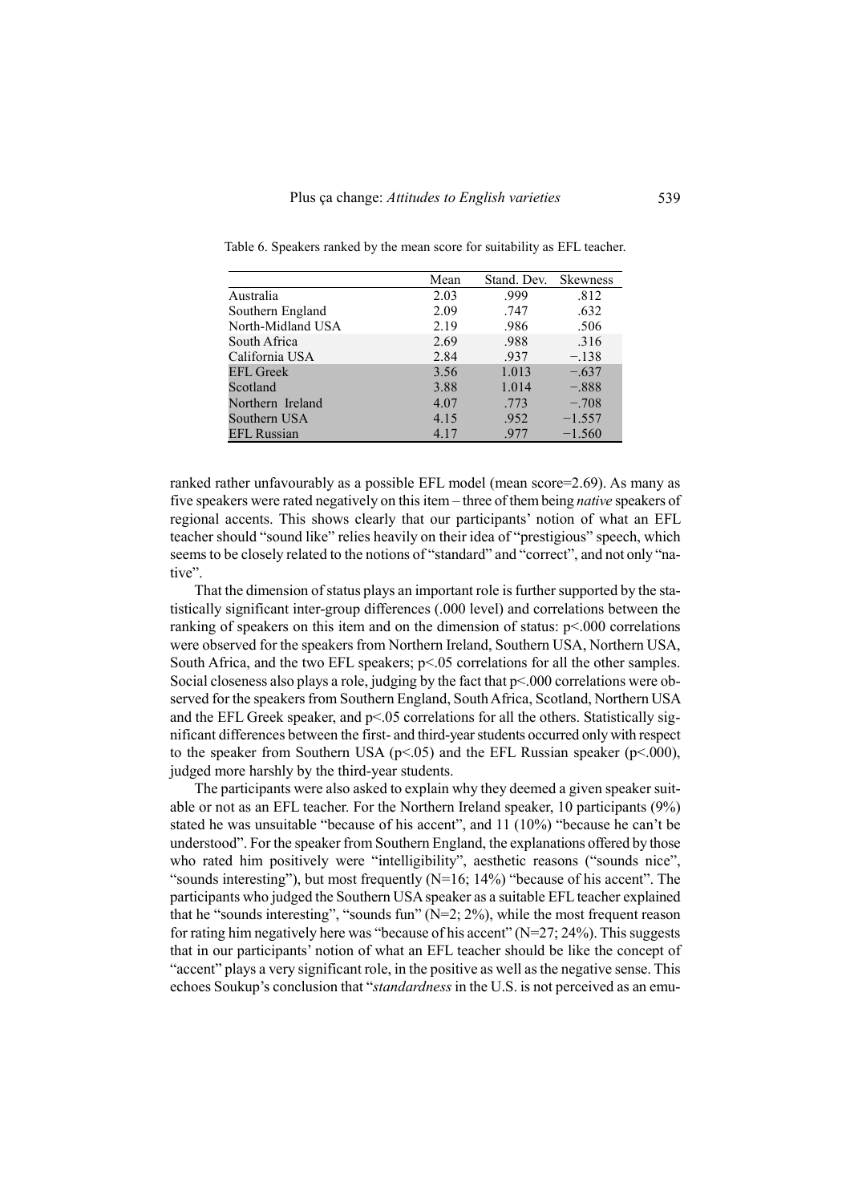Table 6. Speakers ranked by the mean score for suitability as EFL teacher.

| | Mean | Stand. Dev. | Skewness |
|---|---|---|---|
| Australia | 2.03 | .999 | .812 |
| Southern England | 2.09 | .747 | .632 |
| North-Midland USA | 2.19 | .986 | .506 |
| South Africa | 2.69 | .988 | .316 |
| California USA | 2.84 | .937 | −.138 |
| EFL Greek | 3.56 | 1.013 | −.637 |
| Scotland | 3.88 | 1.014 | −.888 |
| Northern Ireland | 4.07 | .773 | −.708 |
| Southern USA | 4.15 | .952 | −1.557 |
| EFL Russian | 4.17 | .977 | −1.560 |

ranked rather unfavourably as a possible EFL model (mean score=2.69). As many as five speakers were rated negatively on this item – three of them being *native* speakers of regional accents. This shows clearly that our participants' notion of what an EFL teacher should "sound like" relies heavily on their idea of "prestigious" speech, which seems to be closely related to the notions of "standard" and "correct", and not only "native".

That the dimension of status plays an important role is further supported by the statistically significant inter-group differences (.000 level) and correlations between the ranking of speakers on this item and on the dimension of status: $p<.000$ correlations were observed for the speakers from Northern Ireland, Southern USA, Northern USA, South Africa, and the two EFL speakers; $p<.05$ correlations for all the other samples. Social closeness also plays a role, judging by the fact that $p<.000$ correlations were observed for the speakers from Southern England, South Africa, Scotland, Northern USA and the EFL Greek speaker, and $p<.05$ correlations for all the others. Statistically significant differences between the first- and third-year students occurred only with respect to the speaker from Southern USA ($p<.05$) and the EFL Russian speaker ($p<.000$), judged more harshly by the third-year students.

The participants were also asked to explain why they deemed a given speaker suitable or not as an EFL teacher. For the Northern Ireland speaker, 10 participants (9%) stated he was unsuitable "because of his accent", and 11 (10%) "because he can't be understood". For the speaker from Southern England, the explanations offered by those who rated him positively were "intelligibility", aesthetic reasons ("sounds nice", "sounds interesting"), but most frequently (N=16; 14%) "because of his accent". The participants who judged the Southern USA speaker as a suitable EFL teacher explained that he "sounds interesting", "sounds fun" (N=2; 2%), while the most frequent reason for rating him negatively here was "because of his accent" (N=27; 24%). This suggests that in our participants' notion of what an EFL teacher should be like the concept of "accent" plays a very significant role, in the positive as well as the negative sense. This echoes Soukup's conclusion that "*standardness* in the U.S. is not perceived as an emu-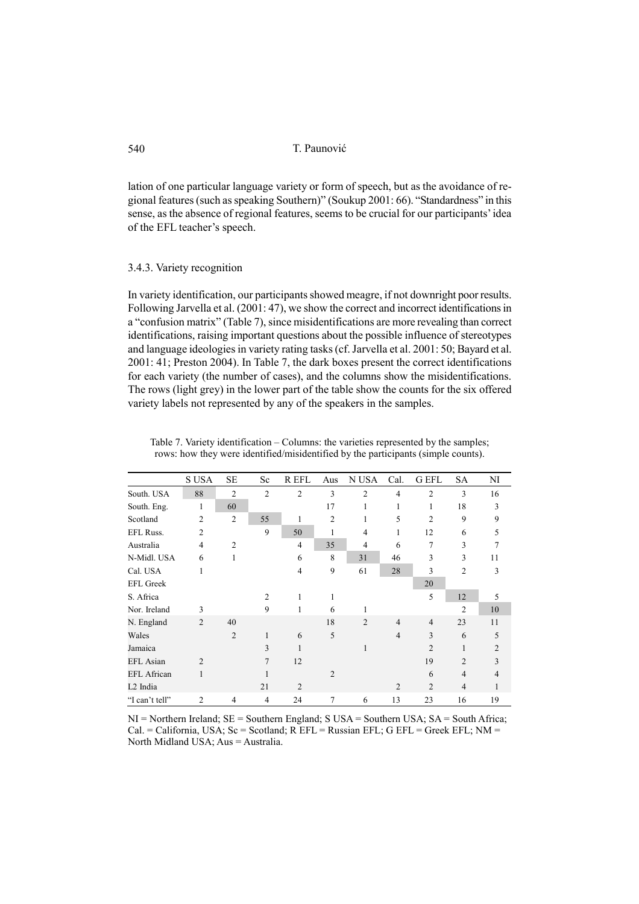lation of one particular language variety or form of speech, but as the avoidance of regional features (such as speaking Southern)" (Soukup 2001: 66). "Standardness" in this sense, as the absence of regional features, seems to be crucial for our participants' idea of the EFL teacher's speech.

### 3.4.3. Variety recognition

In variety identification, our participants showed meagre, if not downright poor results. Following Jarvella et al. (2001: 47), we show the correct and incorrect identifications in a "confusion matrix" (Table 7), since misidentifications are more revealing than correct identifications, raising important questions about the possible influence of stereotypes and language ideologies in variety rating tasks (cf. Jarvella et al. 2001: 50; Bayard et al. 2001: 41; Preston 2004). In Table 7, the dark boxes present the correct identifications for each variety (the number of cases), and the columns show the misidentifications. The rows (light grey) in the lower part of the table show the counts for the six offered variety labels not represented by any of the speakers in the samples.

Table 7. Variety identification – Columns: the varieties represented by the samples; rows: how they were identified/misidentified by the participants (simple counts).

| | S USA | SE | Sc | R EFL | Aus | N USA | Cal. | G EFL | SA | NI |
|---|---|---|---|---|---|---|---|---|---|---|
| South. USA | 88 | 2 | 2 | 2 | 3 | 2 | 4 | 2 | 3 | 16 |
| South. Eng. | 1 | 60 | | | 17 | 1 | 1 | 1 | 18 | 3 |
| Scotland | 2 | 2 | 55 | 1 | 2 | 1 | 5 | 2 | 9 | 9 |
| EFL Russ. | 2 | | 9 | 50 | 1 | 4 | 1 | 12 | 6 | 5 |
| Australia | 4 | 2 | | 4 | 35 | 4 | 6 | 7 | 3 | 7 |
| N-Midl. USA | 6 | 1 | | 6 | 8 | 31 | 46 | 3 | 3 | 11 |
| Cal. USA | 1 | | | 4 | 9 | 61 | 28 | 3 | 2 | 3 |
| EFL Greek | | | | | | | | 20 | | |
| S. Africa | | | 2 | 1 | 1 | | | 5 | 12 | 5 |
| Nor. Ireland | 3 | | 9 | 1 | 6 | 1 | | | 2 | 10 |
| N. England | 2 | 40 | | | 18 | 2 | 4 | 4 | 23 | 11 |
| Wales | | 2 | 1 | 6 | 5 | | 4 | 3 | 6 | 5 |
| Jamaica | | | 3 | 1 | | 1 | | 2 | 1 | 2 |
| EFL Asian | 2 | | 7 | 12 | | | | 19 | 2 | 3 |
| EFL African | 1 | | 1 | | 2 | | | 6 | 4 | 4 |
| L2 India | | | 21 | 2 | | | 2 | 2 | 4 | 1 |
| "I can't tell" | 2 | 4 | 4 | 24 | 7 | 6 | 13 | 23 | 16 | 19 |

NI = Northern Ireland; SE = Southern England; S USA = Southern USA; SA = South Africa; Cal. = California, USA; Sc = Scotland; R EFL = Russian EFL; G EFL = Greek EFL; NM = North Midland USA; Aus = Australia.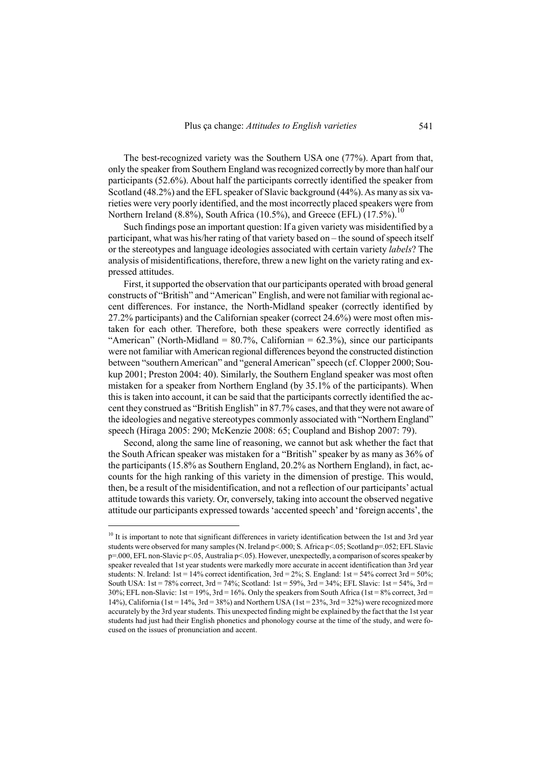The best-recognized variety was the Southern USA one (77%). Apart from that, only the speaker from Southern England was recognized correctly by more than half our participants (52.6%). About half the participants correctly identified the speaker from Scotland (48.2%) and the EFL speaker of Slavic background (44%). As many as six varieties were very poorly identified, and the most incorrectly placed speakers were from Northern Ireland (8.8%), South Africa (10.5%), and Greece (EFL) (17.5%).[10]

Such findings pose an important question: If a given variety was misidentified by a participant, what was his/her rating of that variety based on – the sound of speech itself or the stereotypes and language ideologies associated with certain variety *labels*? The analysis of misidentifications, therefore, threw a new light on the variety rating and expressed attitudes.

First, it supported the observation that our participants operated with broad general constructs of "British" and "American" English, and were not familiar with regional accent differences. For instance, the North-Midland speaker (correctly identified by 27.2% participants) and the Californian speaker (correct 24.6%) were most often mistaken for each other. Therefore, both these speakers were correctly identified as "American" (North-Midland = 80.7%, Californian = 62.3%), since our participants were not familiar with American regional differences beyond the constructed distinction between "southern American" and "general American" speech (cf. Clopper 2000; Soukup 2001; Preston 2004: 40). Similarly, the Southern England speaker was most often mistaken for a speaker from Northern England (by 35.1% of the participants). When this is taken into account, it can be said that the participants correctly identified the accent they construed as "British English" in 87.7% cases, and that they were not aware of the ideologies and negative stereotypes commonly associated with "Northern England" speech (Hiraga 2005: 290; McKenzie 2008: 65; Coupland and Bishop 2007: 79).

Second, along the same line of reasoning, we cannot but ask whether the fact that the South African speaker was mistaken for a "British" speaker by as many as 36% of the participants (15.8% as Southern England, 20.2% as Northern England), in fact, accounts for the high ranking of this variety in the dimension of prestige. This would, then, be a result of the misidentification, and not a reflection of our participants' actual attitude towards this variety. Or, conversely, taking into account the observed negative attitude our participants expressed towards 'accented speech' and 'foreign accents', the

---

[10] It is important to note that significant differences in variety identification between the 1st and 3rd year students were observed for many samples (N. Ireland $p<.000$; S. Africa $p<.05$; Scotland $p=.052$; EFL Slavic $p=.000$, EFL non-Slavic $p<.05$, Australia $p<.05$). However, unexpectedly, a comparison of scores speaker by speaker revealed that 1st year students were markedly more accurate in accent identification than 3rd year students: N. Ireland: 1st = 14% correct identification, 3rd = 2%; S. England: 1st = 54% correct 3rd = 50%; South USA: 1st = 78% correct, 3rd = 74%; Scotland: 1st = 59%, 3rd = 34%; EFL Slavic: 1st = 54%, 3rd = 30%; EFL non-Slavic: 1st = 19%, 3rd = 16%. Only the speakers from South Africa (1st = 8% correct, 3rd = 14%), California (1st = 14%, 3rd = 38%) and Northern USA (1st = 23%, 3rd = 32%) were recognized more accurately by the 3rd year students. This unexpected finding might be explained by the fact that the 1st year students had just had their English phonetics and phonology course at the time of the study, and were focused on the issues of pronunciation and accent.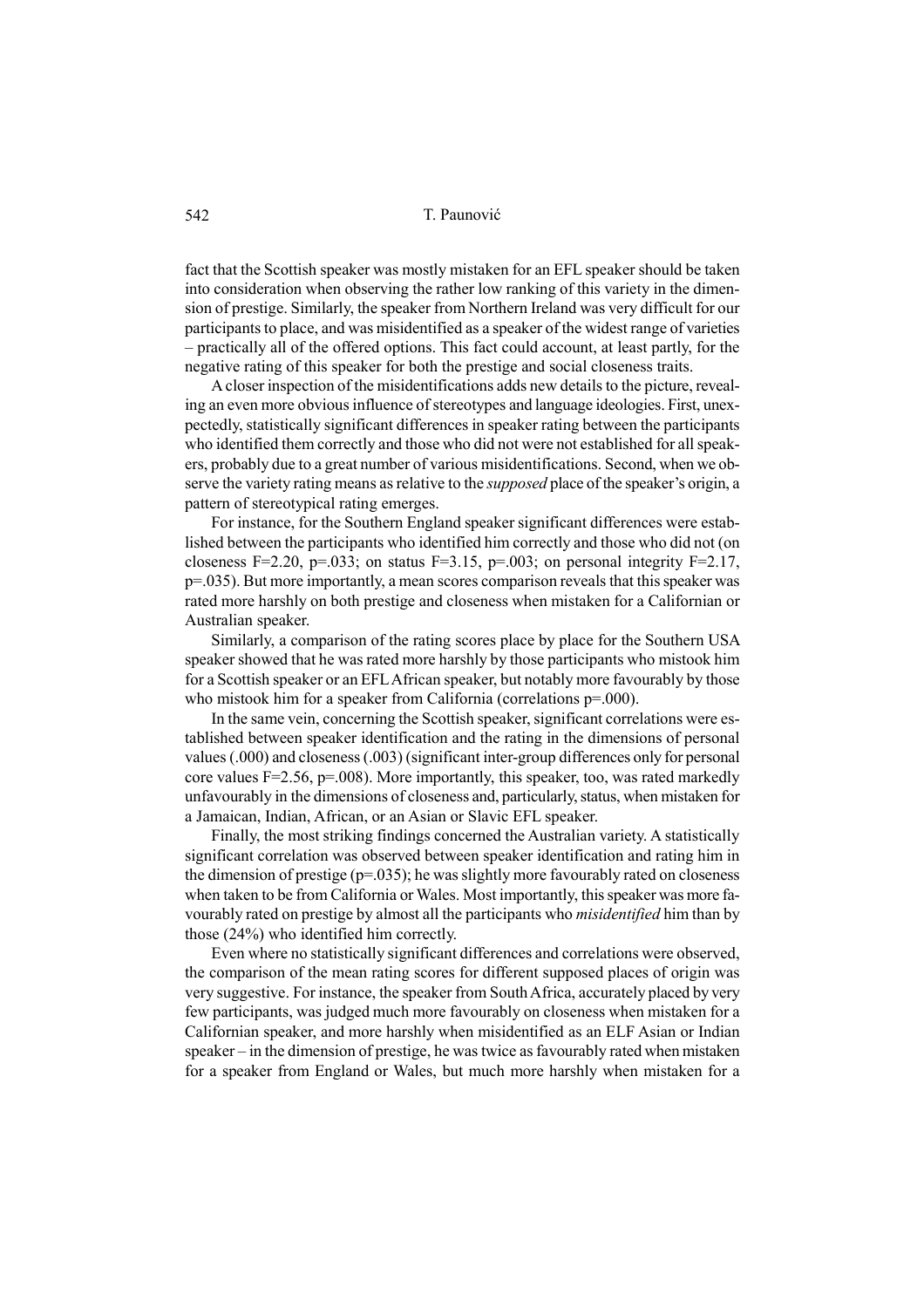fact that the Scottish speaker was mostly mistaken for an EFL speaker should be taken into consideration when observing the rather low ranking of this variety in the dimension of prestige. Similarly, the speaker from Northern Ireland was very difficult for our participants to place, and was misidentified as a speaker of the widest range of varieties – practically all of the offered options. This fact could account, at least partly, for the negative rating of this speaker for both the prestige and social closeness traits.

A closer inspection of the misidentifications adds new details to the picture, revealing an even more obvious influence of stereotypes and language ideologies. First, unexpectedly, statistically significant differences in speaker rating between the participants who identified them correctly and those who did not were not established for all speakers, probably due to a great number of various misidentifications. Second, when we observe the variety rating means as relative to the *supposed* place of the speaker's origin, a pattern of stereotypical rating emerges.

For instance, for the Southern England speaker significant differences were established between the participants who identified him correctly and those who did not (on closeness $F=2.20$, $p=.033$; on status $F=3.15$, $p=.003$; on personal integrity $F=2.17$, $p=.035$). But more importantly, a mean scores comparison reveals that this speaker was rated more harshly on both prestige and closeness when mistaken for a Californian or Australian speaker.

Similarly, a comparison of the rating scores place by place for the Southern USA speaker showed that he was rated more harshly by those participants who mistook him for a Scottish speaker or an EFL African speaker, but notably more favourably by those who mistook him for a speaker from California (correlations $p=.000$).

In the same vein, concerning the Scottish speaker, significant correlations were established between speaker identification and the rating in the dimensions of personal values (.000) and closeness (.003) (significant inter-group differences only for personal core values $F=2.56$, $p=.008$). More importantly, this speaker, too, was rated markedly unfavourably in the dimensions of closeness and, particularly, status, when mistaken for a Jamaican, Indian, African, or an Asian or Slavic EFL speaker.

Finally, the most striking findings concerned the Australian variety. A statistically significant correlation was observed between speaker identification and rating him in the dimension of prestige ($p=.035$); he was slightly more favourably rated on closeness when taken to be from California or Wales. Most importantly, this speaker was more favourably rated on prestige by almost all the participants who *misidentified* him than by those (24%) who identified him correctly.

Even where no statistically significant differences and correlations were observed, the comparison of the mean rating scores for different supposed places of origin was very suggestive. For instance, the speaker from South Africa, accurately placed by very few participants, was judged much more favourably on closeness when mistaken for a Californian speaker, and more harshly when misidentified as an ELF Asian or Indian speaker – in the dimension of prestige, he was twice as favourably rated when mistaken for a speaker from England or Wales, but much more harshly when mistaken for a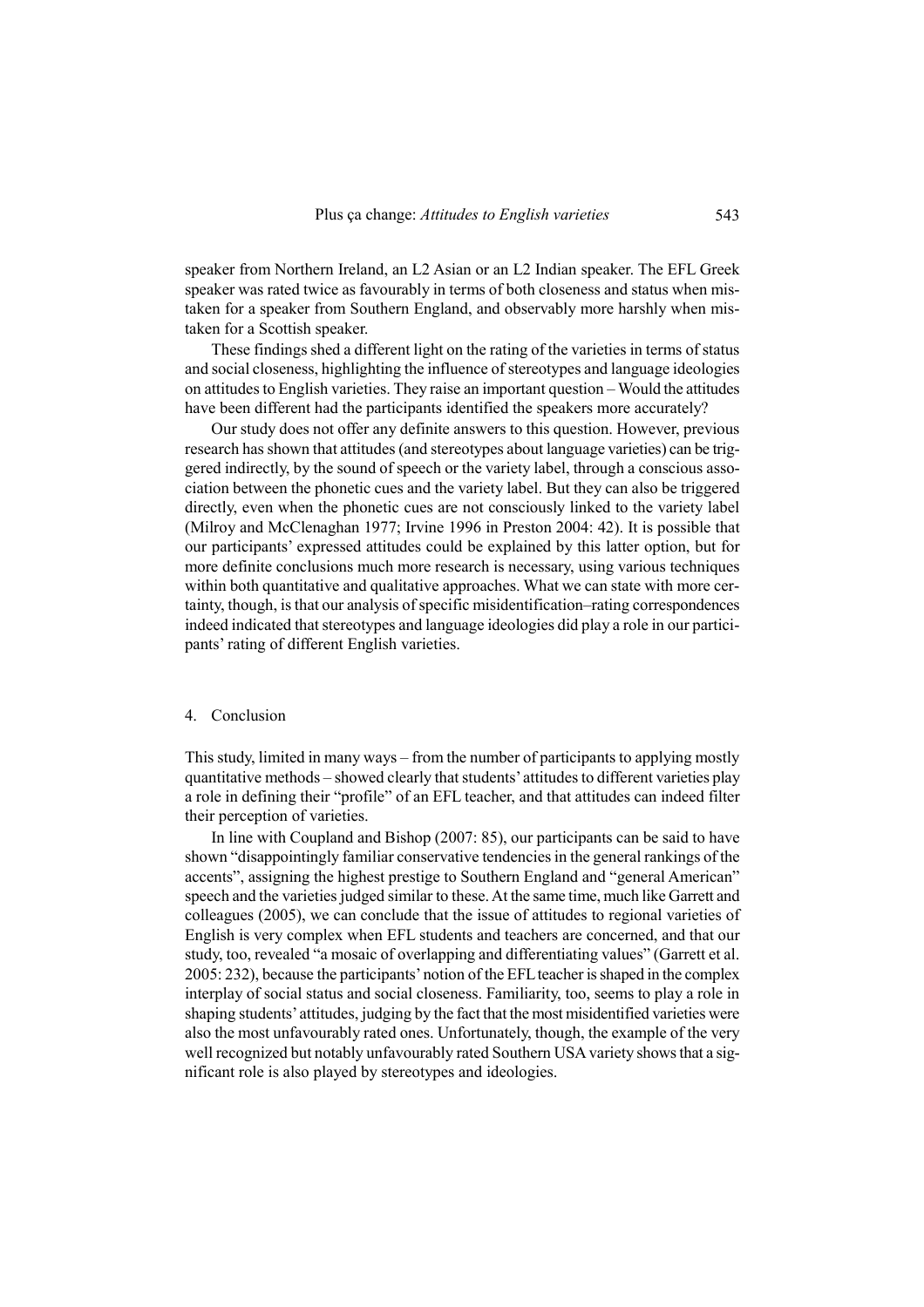speaker from Northern Ireland, an L2 Asian or an L2 Indian speaker. The EFL Greek speaker was rated twice as favourably in terms of both closeness and status when mistaken for a speaker from Southern England, and observably more harshly when mistaken for a Scottish speaker.

These findings shed a different light on the rating of the varieties in terms of status and social closeness, highlighting the influence of stereotypes and language ideologies on attitudes to English varieties. They raise an important question – Would the attitudes have been different had the participants identified the speakers more accurately?

Our study does not offer any definite answers to this question. However, previous research has shown that attitudes (and stereotypes about language varieties) can be triggered indirectly, by the sound of speech or the variety label, through a conscious association between the phonetic cues and the variety label. But they can also be triggered directly, even when the phonetic cues are not consciously linked to the variety label (Milroy and McClenaghan 1977; Irvine 1996 in Preston 2004: 42). It is possible that our participants' expressed attitudes could be explained by this latter option, but for more definite conclusions much more research is necessary, using various techniques within both quantitative and qualitative approaches. What we can state with more certainty, though, is that our analysis of specific misidentification–rating correspondences indeed indicated that stereotypes and language ideologies did play a role in our participants' rating of different English varieties.

## 4. Conclusion

This study, limited in many ways – from the number of participants to applying mostly quantitative methods – showed clearly that students' attitudes to different varieties play a role in defining their "profile" of an EFL teacher, and that attitudes can indeed filter their perception of varieties.

In line with Coupland and Bishop (2007: 85), our participants can be said to have shown "disappointingly familiar conservative tendencies in the general rankings of the accents", assigning the highest prestige to Southern England and "general American" speech and the varieties judged similar to these. At the same time, much like Garrett and colleagues (2005), we can conclude that the issue of attitudes to regional varieties of English is very complex when EFL students and teachers are concerned, and that our study, too, revealed "a mosaic of overlapping and differentiating values" (Garrett et al. 2005: 232), because the participants' notion of the EFL teacher is shaped in the complex interplay of social status and social closeness. Familiarity, too, seems to play a role in shaping students' attitudes, judging by the fact that the most misidentified varieties were also the most unfavourably rated ones. Unfortunately, though, the example of the very well recognized but notably unfavourably rated Southern USA variety shows that a significant role is also played by stereotypes and ideologies.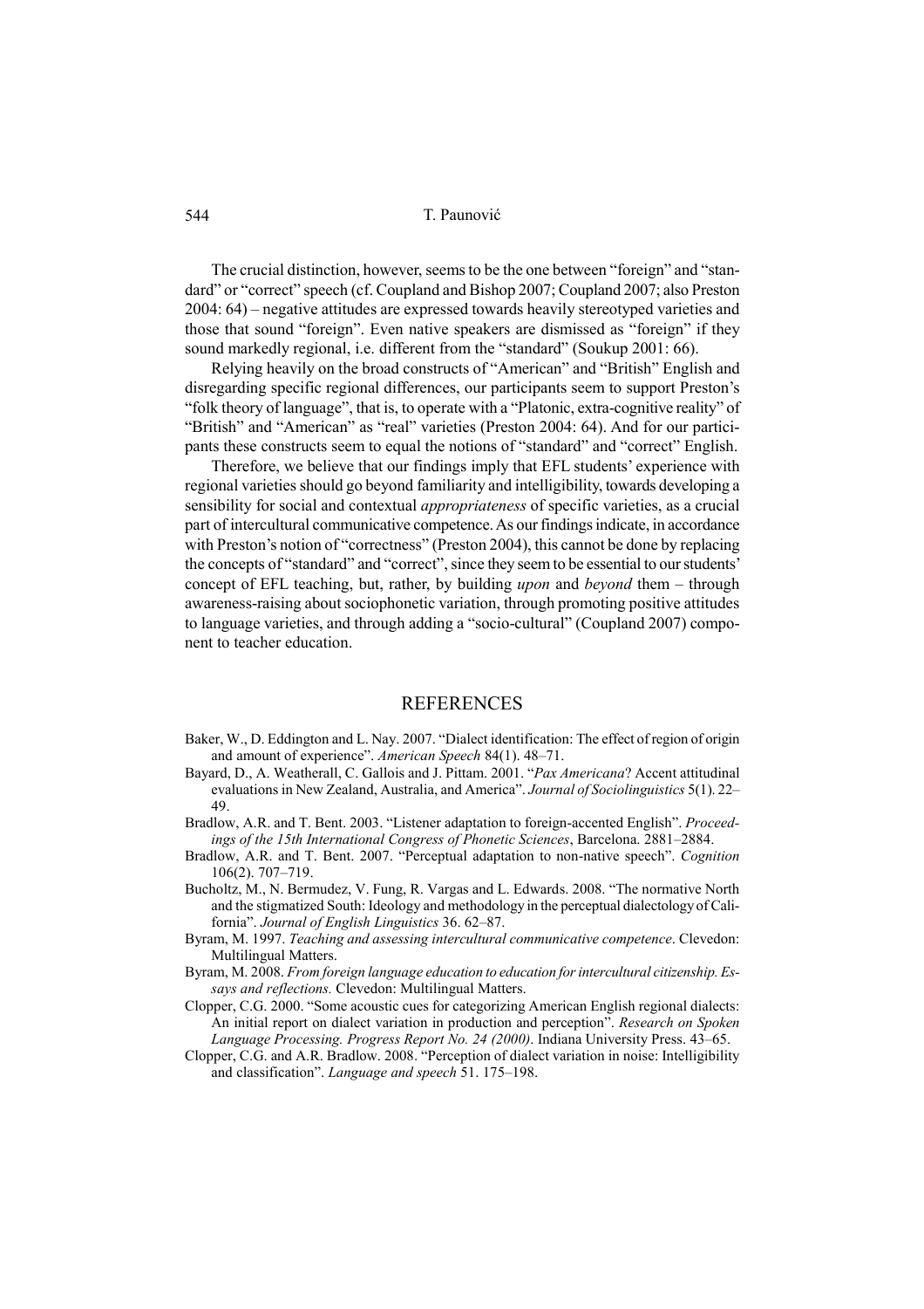The crucial distinction, however, seems to be the one between "foreign" and "standard" or "correct" speech (cf. Coupland and Bishop 2007; Coupland 2007; also Preston 2004: 64) – negative attitudes are expressed towards heavily stereotyped varieties and those that sound "foreign". Even native speakers are dismissed as "foreign" if they sound markedly regional, i.e. different from the "standard" (Soukup 2001: 66).

Relying heavily on the broad constructs of "American" and "British" English and disregarding specific regional differences, our participants seem to support Preston's "folk theory of language", that is, to operate with a "Platonic, extra-cognitive reality" of "British" and "American" as "real" varieties (Preston 2004: 64). And for our participants these constructs seem to equal the notions of "standard" and "correct" English.

Therefore, we believe that our findings imply that EFL students' experience with regional varieties should go beyond familiarity and intelligibility, towards developing a sensibility for social and contextual *appropriateness* of specific varieties, as a crucial part of intercultural communicative competence. As our findings indicate, in accordance with Preston's notion of "correctness" (Preston 2004), this cannot be done by replacing the concepts of "standard" and "correct", since they seem to be essential to our students' concept of EFL teaching, but, rather, by building *upon* and *beyond* them – through awareness-raising about sociophonetic variation, through promoting positive attitudes to language varieties, and through adding a "socio-cultural" (Coupland 2007) component to teacher education.

## REFERENCES

Baker, W., D. Eddington and L. Nay. 2007. "Dialect identification: The effect of region of origin and amount of experience". *American Speech* 84(1). 48–71.

Bayard, D., A. Weatherall, C. Gallois and J. Pittam. 2001. "*Pax Americana*? Accent attitudinal evaluations in New Zealand, Australia, and America". *Journal of Sociolinguistics* 5(1). 22–49.

Bradlow, A.R. and T. Bent. 2003. "Listener adaptation to foreign-accented English". *Proceedings of the 15th International Congress of Phonetic Sciences*, Barcelona. 2881–2884.

Bradlow, A.R. and T. Bent. 2007. "Perceptual adaptation to non-native speech". *Cognition* 106(2). 707–719.

Bucholtz, M., N. Bermudez, V. Fung, R. Vargas and L. Edwards. 2008. "The normative North and the stigmatized South: Ideology and methodology in the perceptual dialectology of California". *Journal of English Linguistics* 36. 62–87.

Byram, M. 1997. *Teaching and assessing intercultural communicative competence*. Clevedon: Multilingual Matters.

Byram, M. 2008. *From foreign language education to education for intercultural citizenship. Essays and reflections.* Clevedon: Multilingual Matters.

Clopper, C.G. 2000. "Some acoustic cues for categorizing American English regional dialects: An initial report on dialect variation in production and perception". *Research on Spoken Language Processing. Progress Report No. 24 (2000)*. Indiana University Press. 43–65.

Clopper, C.G. and A.R. Bradlow. 2008. "Perception of dialect variation in noise: Intelligibility and classification". *Language and speech* 51. 175–198.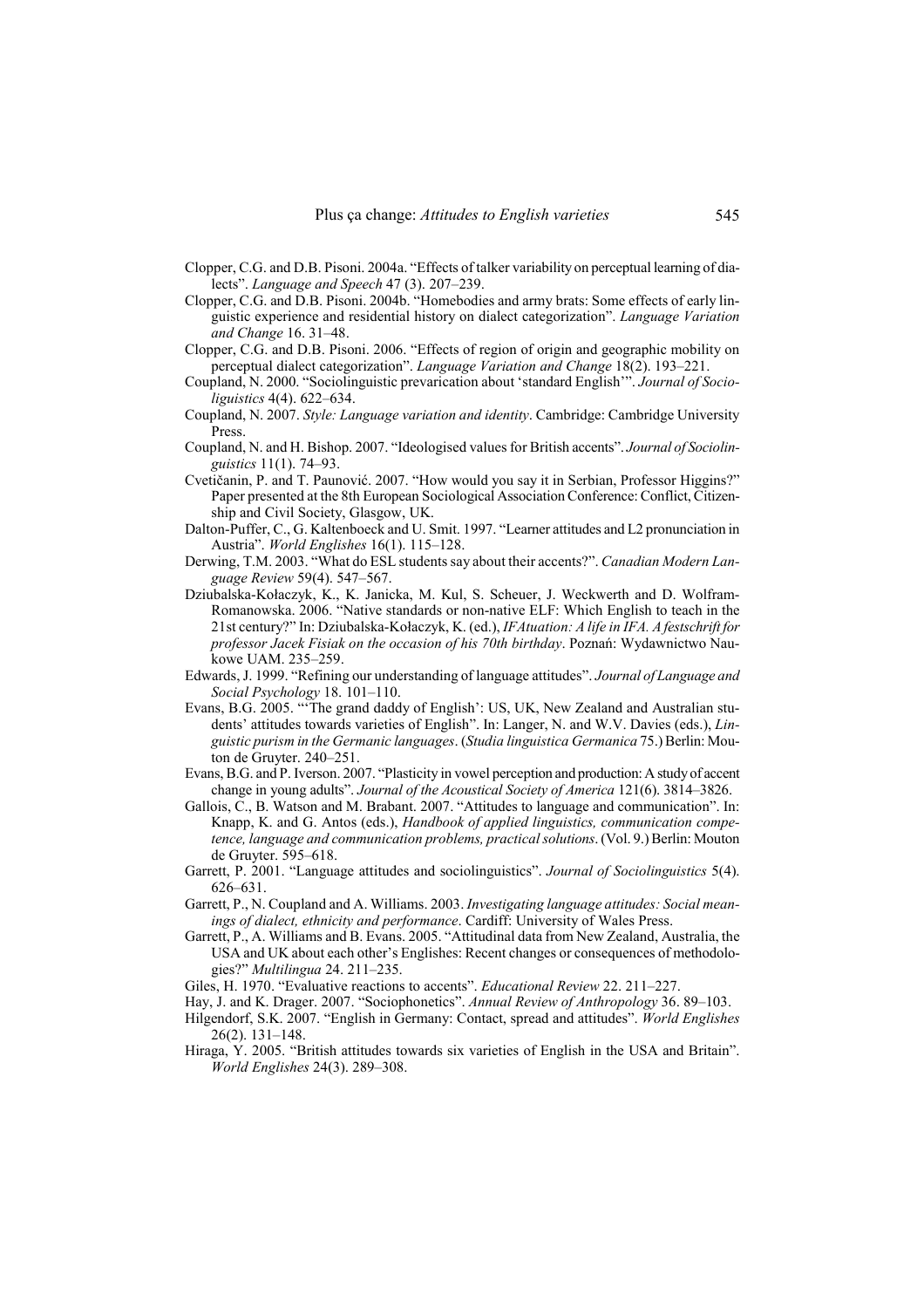Clopper, C.G. and D.B. Pisoni. 2004a. "Effects of talker variability on perceptual learning of dialects". *Language and Speech* 47 (3). 207–239.

Clopper, C.G. and D.B. Pisoni. 2004b. "Homebodies and army brats: Some effects of early linguistic experience and residential history on dialect categorization". *Language Variation and Change* 16. 31–48.

Clopper, C.G. and D.B. Pisoni. 2006. "Effects of region of origin and geographic mobility on perceptual dialect categorization". *Language Variation and Change* 18(2). 193–221.

Coupland, N. 2000. "Sociolinguistic prevarication about 'standard English'". *Journal of Sociolinguistics* 4(4). 622–634.

Coupland, N. 2007. *Style: Language variation and identity*. Cambridge: Cambridge University Press.

Coupland, N. and H. Bishop. 2007. "Ideologised values for British accents". *Journal of Sociolinguistics* 11(1). 74–93.

Cvetičanin, P. and T. Paunović. 2007. "How would you say it in Serbian, Professor Higgins?" Paper presented at the 8th European Sociological Association Conference: Conflict, Citizenship and Civil Society, Glasgow, UK.

Dalton-Puffer, C., G. Kaltenboeck and U. Smit. 1997. "Learner attitudes and L2 pronunciation in Austria". *World Englishes* 16(1). 115–128.

Derwing, T.M. 2003. "What do ESL students say about their accents?". *Canadian Modern Language Review* 59(4). 547–567.

Dziubalska-Kołaczyk, K., K. Janicka, M. Kul, S. Scheuer, J. Weckwerth and D. Wolfram-Romanowska. 2006. "Native standards or non-native ELF: Which English to teach in the 21st century?" In: Dziubalska-Kołaczyk, K. (ed.), *IFAtuation: A life in IFA. A festschrift for professor Jacek Fisiak on the occasion of his 70th birthday*. Poznań: Wydawnictwo Naukowe UAM. 235–259.

Edwards, J. 1999. "Refining our understanding of language attitudes". *Journal of Language and Social Psychology* 18. 101–110.

Evans, B.G. 2005. "'The grand daddy of English': US, UK, New Zealand and Australian students' attitudes towards varieties of English". In: Langer, N. and W.V. Davies (eds.), *Linguistic purism in the Germanic languages*. (*Studia linguistica Germanica* 75.) Berlin: Mouton de Gruyter. 240–251.

Evans, B.G. and P. Iverson. 2007. "Plasticity in vowel perception and production: A study of accent change in young adults". *Journal of the Acoustical Society of America* 121(6). 3814–3826.

Gallois, C., B. Watson and M. Brabant. 2007. "Attitudes to language and communication". In: Knapp, K. and G. Antos (eds.), *Handbook of applied linguistics, communication competence, language and communication problems, practical solutions*. (Vol. 9.) Berlin: Mouton de Gruyter. 595–618.

Garrett, P. 2001. "Language attitudes and sociolinguistics". *Journal of Sociolinguistics* 5(4). 626–631.

Garrett, P., N. Coupland and A. Williams. 2003. *Investigating language attitudes: Social meanings of dialect, ethnicity and performance*. Cardiff: University of Wales Press.

Garrett, P., A. Williams and B. Evans. 2005. "Attitudinal data from New Zealand, Australia, the USA and UK about each other's Englishes: Recent changes or consequences of methodologies?" *Multilingua* 24. 211–235.

Giles, H. 1970. "Evaluative reactions to accents". *Educational Review* 22. 211–227.

Hay, J. and K. Drager. 2007. "Sociophonetics". *Annual Review of Anthropology* 36. 89–103.

Hilgendorf, S.K. 2007. "English in Germany: Contact, spread and attitudes". *World Englishes* 26(2). 131–148.

Hiraga, Y. 2005. "British attitudes towards six varieties of English in the USA and Britain". *World Englishes* 24(3). 289–308.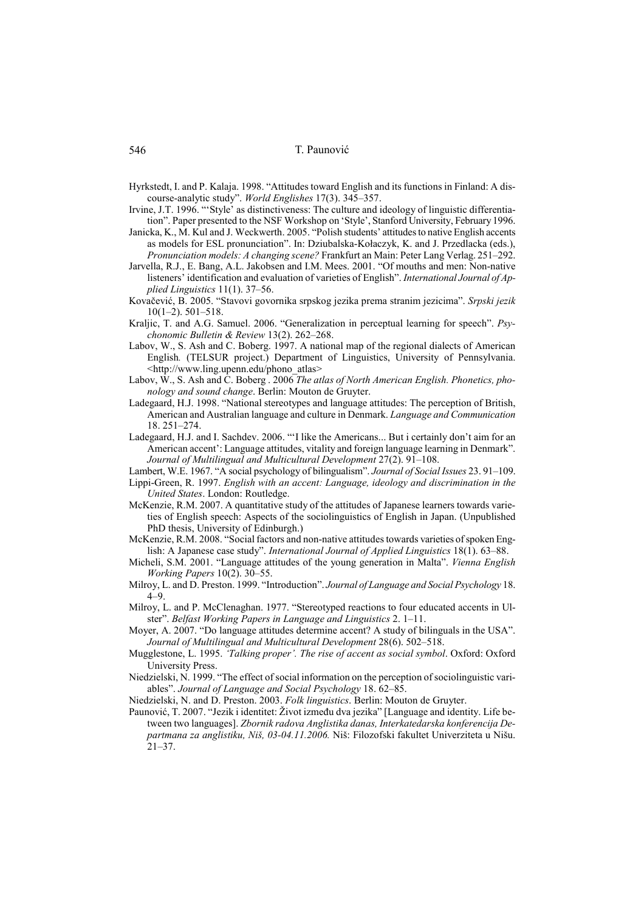Hyrkstedt, I. and P. Kalaja. 1998. "Attitudes toward English and its functions in Finland: A discourse-analytic study". *World Englishes* 17(3). 345–357.

Irvine, J.T. 1996. "'Style' as distinctiveness: The culture and ideology of linguistic differentiation". Paper presented to the NSF Workshop on 'Style', Stanford University, February 1996.

Janicka, K., M. Kul and J. Weckwerth. 2005. "Polish students' attitudes to native English accents as models for ESL pronunciation". In: Dziubalska-Kołaczyk, K. and J. Przedlacka (eds.), *Pronunciation models: A changing scene?* Frankfurt an Main: Peter Lang Verlag. 251–292.

Jarvella, R.J., E. Bang, A.L. Jakobsen and I.M. Mees. 2001. "Of mouths and men: Non-native listeners' identification and evaluation of varieties of English". *International Journal of Applied Linguistics* 11(1). 37–56.

Kovačević, B. 2005. "Stavovi govornika srpskog jezika prema stranim jezicima". *Srpski jezik* 10(1–2). 501–518.

Kraljic, T. and A.G. Samuel. 2006. "Generalization in perceptual learning for speech". *Psychonomic Bulletin & Review* 13(2). 262–268.

Labov, W., S. Ash and C. Boberg. 1997. A national map of the regional dialects of American English*.* (TELSUR project.) Department of Linguistics, University of Pennsylvania. <http://www.ling.upenn.edu/phono_atlas>

Labov, W., S. Ash and C. Boberg . 2006 *The atlas of North American English. Phonetics, phonology and sound change*. Berlin: Mouton de Gruyter.

Ladegaard, H.J. 1998. "National stereotypes and language attitudes: The perception of British, American and Australian language and culture in Denmark. *Language and Communication* 18. 251–274.

Ladegaard, H.J. and I. Sachdev. 2006. "'I like the Americans... But i certainly don't aim for an American accent': Language attitudes, vitality and foreign language learning in Denmark". *Journal of Multilingual and Multicultural Development* 27(2). 91–108.

Lambert, W.E. 1967. "A social psychology of bilingualism". *Journal of Social Issues* 23. 91–109.

Lippi-Green, R. 1997. *English with an accent: Language, ideology and discrimination in the United States*. London: Routledge.

McKenzie, R.M. 2007. A quantitative study of the attitudes of Japanese learners towards varieties of English speech: Aspects of the sociolinguistics of English in Japan. (Unpublished PhD thesis, University of Edinburgh.)

McKenzie, R.M. 2008. "Social factors and non-native attitudes towards varieties of spoken English: A Japanese case study". *International Journal of Applied Linguistics* 18(1). 63–88.

Micheli, S.M. 2001. "Language attitudes of the young generation in Malta". *Vienna English Working Papers* 10(2). 30–55.

Milroy, L. and D. Preston. 1999. "Introduction". *Journal of Language and Social Psychology* 18. 4–9.

Milroy, L. and P. McClenaghan. 1977. "Stereotyped reactions to four educated accents in Ulster". *Belfast Working Papers in Language and Linguistics* 2. 1–11.

Moyer, A. 2007. "Do language attitudes determine accent? A study of bilinguals in the USA". *Journal of Multilingual and Multicultural Development* 28(6). 502–518.

Mugglestone, L. 1995. *'Talking proper'. The rise of accent as social symbol*. Oxford: Oxford University Press.

Niedzielski, N. 1999. "The effect of social information on the perception of sociolinguistic variables". *Journal of Language and Social Psychology* 18. 62–85.

Niedzielski, N. and D. Preston. 2003. *Folk linguistics*. Berlin: Mouton de Gruyter.

Paunović, T. 2007. "Jezik i identitet: Život između dva jezika" [Language and identity. Life between two languages]. *Zbornik radova Anglistika danas, Interkatedarska konferencija Departmana za anglistiku, Niš, 03-04.11.2006.* Niš: Filozofski fakultet Univerziteta u Nišu. 21–37.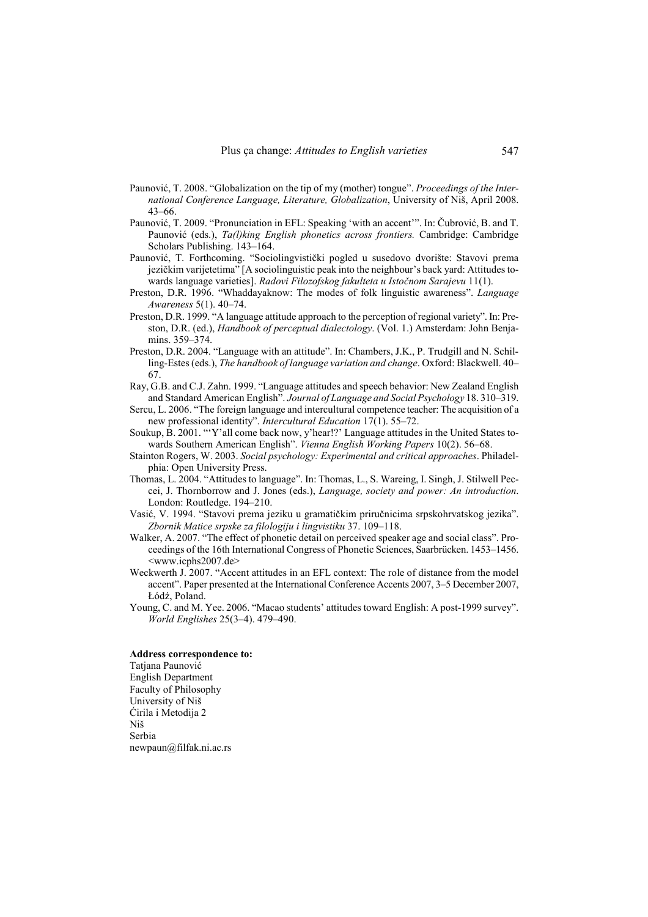Paunović, T. 2008. "Globalization on the tip of my (mother) tongue". *Proceedings of the International Conference Language, Literature, Globalization*, University of Niš, April 2008. 43–66.

Paunović, T. 2009. "Pronunciation in EFL: Speaking 'with an accent'". In: Čubrović, B. and T. Paunović (eds.), *Ta(l)king English phonetics across frontiers.* Cambridge: Cambridge Scholars Publishing. 143–164.

Paunović, T. Forthcoming. "Sociolingvistički pogled u susedovo dvorište: Stavovi prema jezičkim varijetetima" [A sociolinguistic peak into the neighbour's back yard: Attitudes towards language varieties]. *Radovi Filozofskog fakulteta u Istočnom Sarajevu* 11(1).

Preston, D.R. 1996. "Whaddayaknow: The modes of folk linguistic awareness". *Language Awareness* 5(1). 40–74.

Preston, D.R. 1999. "A language attitude approach to the perception of regional variety". In: Preston, D.R. (ed.), *Handbook of perceptual dialectology*. (Vol. 1.) Amsterdam: John Benjamins. 359–374.

Preston, D.R. 2004. "Language with an attitude". In: Chambers, J.K., P. Trudgill and N. Schilling-Estes (eds.), *The handbook of language variation and change*. Oxford: Blackwell. 40–67.

Ray, G.B. and C.J. Zahn. 1999. "Language attitudes and speech behavior: New Zealand English and Standard American English". *Journal of Language and Social Psychology* 18. 310–319.

Sercu, L. 2006. "The foreign language and intercultural competence teacher: The acquisition of a new professional identity". *Intercultural Education* 17(1). 55–72.

Soukup, B. 2001. "'Y'all come back now, y'hear!?' Language attitudes in the United States towards Southern American English". *Vienna English Working Papers* 10(2). 56–68.

Stainton Rogers, W. 2003. *Social psychology: Experimental and critical approaches*. Philadelphia: Open University Press.

Thomas, L. 2004. "Attitudes to language". In: Thomas, L., S. Wareing, I. Singh, J. Stilwell Peccei, J. Thornborrow and J. Jones (eds.), *Language, society and power: An introduction*. London: Routledge. 194–210.

Vasić, V. 1994. "Stavovi prema jeziku u gramatičkim priručnicima srpskohrvatskog jezika". *Zbornik Matice srpske za filologiju i lingvistiku* 37. 109–118.

Walker, A. 2007. "The effect of phonetic detail on perceived speaker age and social class". Proceedings of the 16th International Congress of Phonetic Sciences, Saarbrücken. 1453–1456. <www.icphs2007.de>

Weckwerth J. 2007. "Accent attitudes in an EFL context: The role of distance from the model accent". Paper presented at the International Conference Accents 2007, 3–5 December 2007, Łódź, Poland.

Young, C. and M. Yee. 2006. "Macao students' attitudes toward English: A post-1999 survey". *World Englishes* 25(3–4). 479–490.

**Address correspondence to:**
Tatjana Paunović
English Department
Faculty of Philosophy
University of Niš
Ćirila i Metodija 2
Niš
Serbia
newpaun@filfak.ni.ac.rs